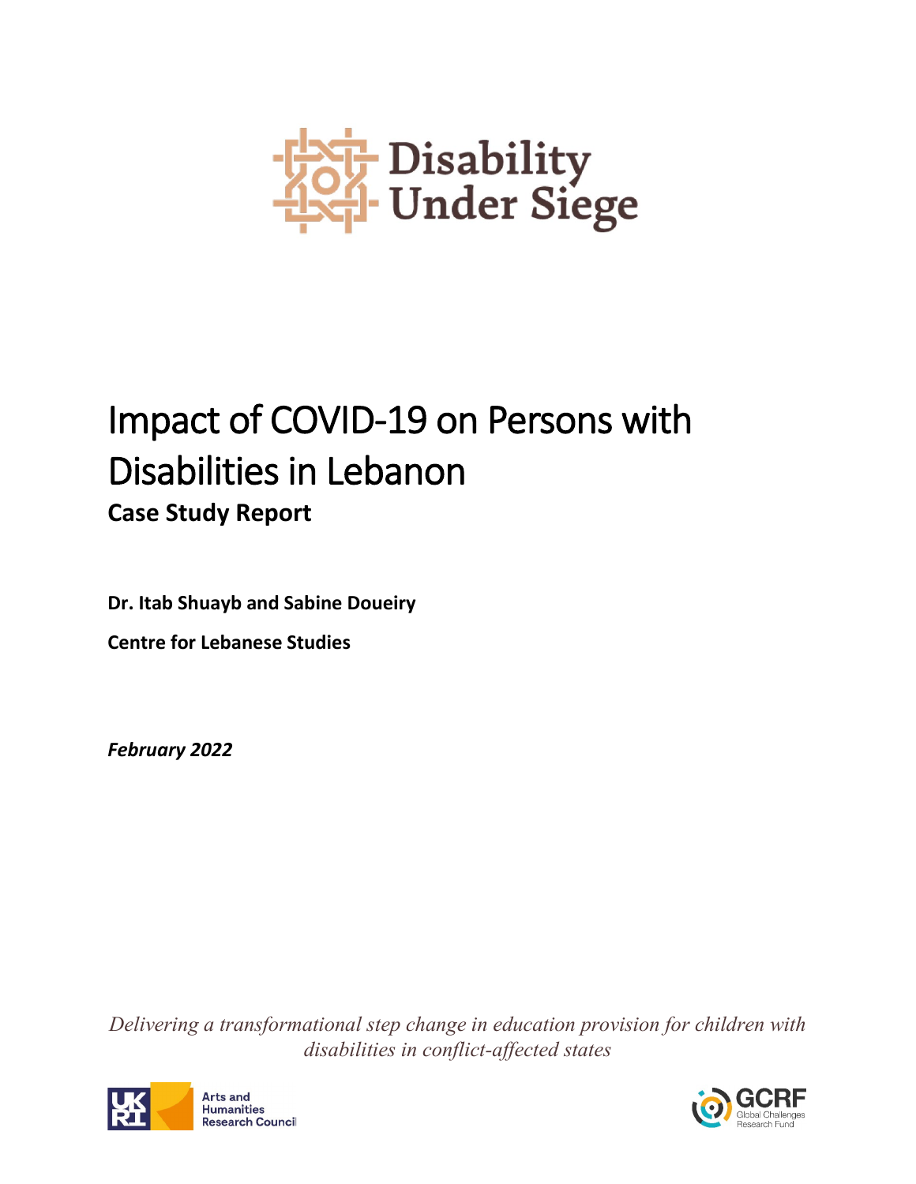Disability Under Siege

# Impact of COVID-19 on Persons with Disabilities in Lebanon

## Case Study Report

**Dr. Itab Shuayb and Sabine Doueiry**

**Centre for Lebanese Studies**

***February 2022***

*Delivering a transformational step change in education provision for children with disabilities in conflict-affected states*

Arts and Humanities Research Council

GCRF Global Challenges Research Fund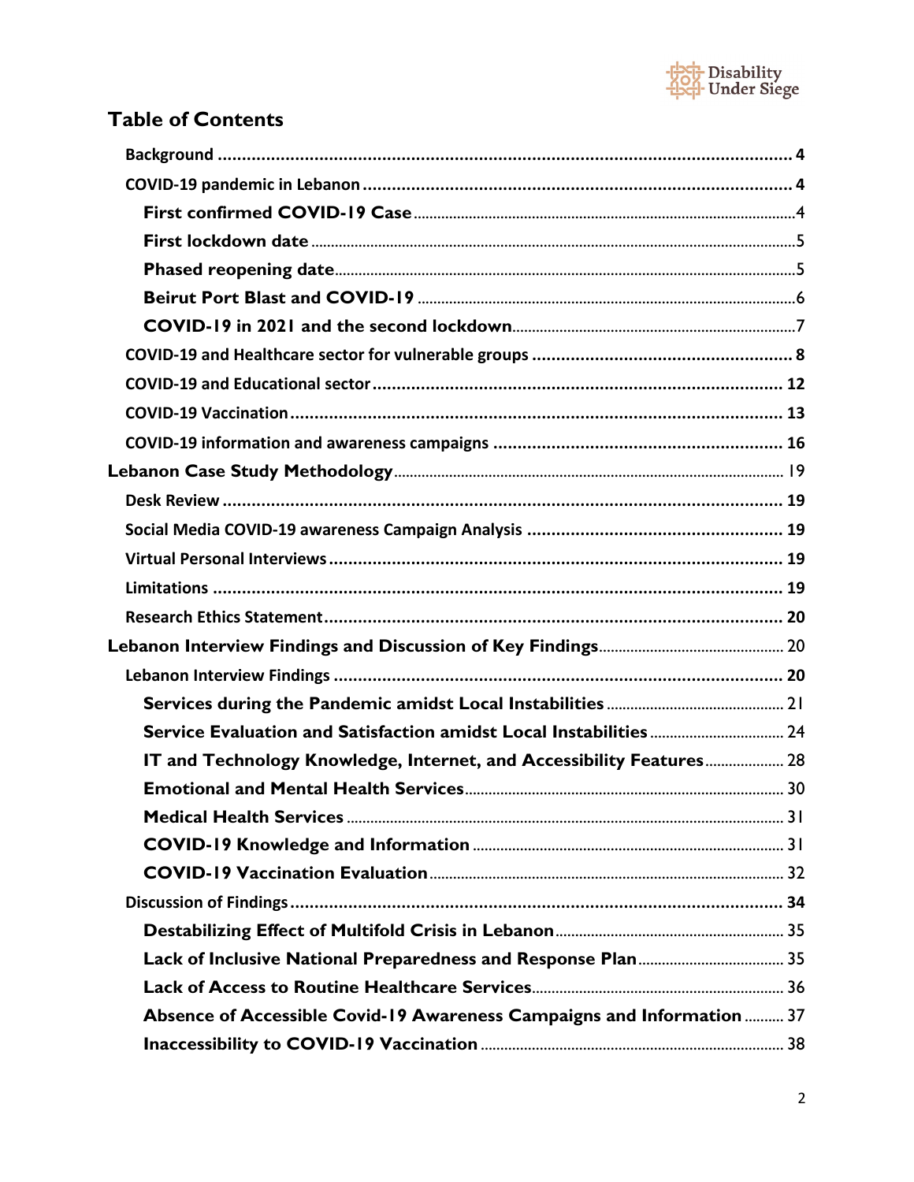## Table of Contents

- Background ... 4
- COVID-19 pandemic in Lebanon ... 4
  - First confirmed COVID-19 Case ... 4
  - First lockdown date ... 5
  - Phased reopening date ... 5
  - Beirut Port Blast and COVID-19 ... 6
  - COVID-19 in 2021 and the second lockdown ... 7
- COVID-19 and Healthcare sector for vulnerable groups ... 8
- COVID-19 and Educational sector ... 12
- COVID-19 Vaccination ... 13
- COVID-19 information and awareness campaigns ... 16

Lebanon Case Study Methodology ... 19

- Desk Review ... 19
- Social Media COVID-19 awareness Campaign Analysis ... 19
- Virtual Personal Interviews ... 19
- Limitations ... 19
- Research Ethics Statement ... 20

Lebanon Interview Findings and Discussion of Key Findings ... 20

- Lebanon Interview Findings ... 20
  - Services during the Pandemic amidst Local Instabilities ... 21
  - Service Evaluation and Satisfaction amidst Local Instabilities ... 24
  - IT and Technology Knowledge, Internet, and Accessibility Features ... 28
  - Emotional and Mental Health Services ... 30
  - Medical Health Services ... 31
  - COVID-19 Knowledge and Information ... 31
  - COVID-19 Vaccination Evaluation ... 32
- Discussion of Findings ... 34
  - Destabilizing Effect of Multifold Crisis in Lebanon ... 35
  - Lack of Inclusive National Preparedness and Response Plan ... 35
  - Lack of Access to Routine Healthcare Services ... 36
  - Absence of Accessible Covid-19 Awareness Campaigns and Information ... 37
  - Inaccessibility to COVID-19 Vaccination ... 38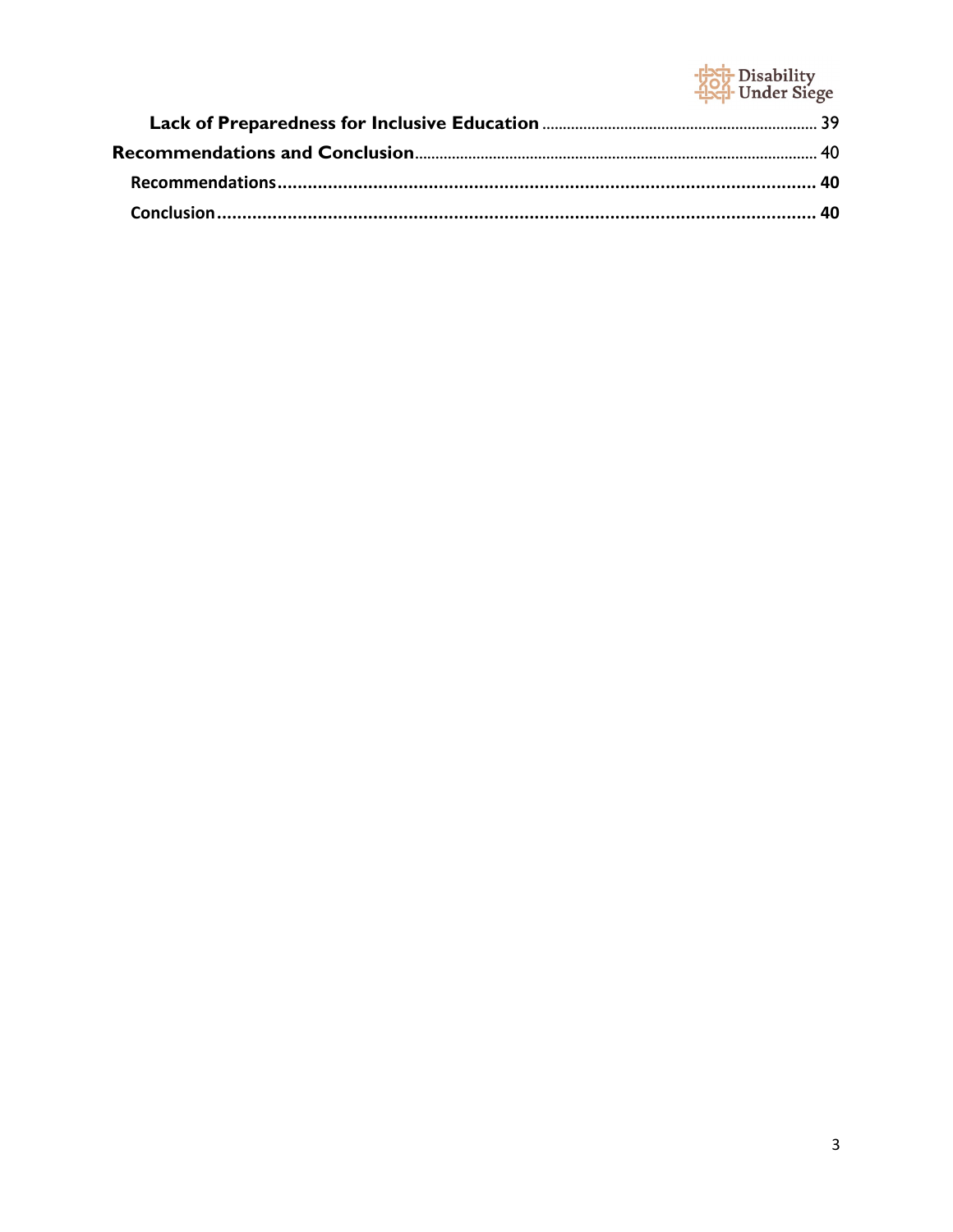**Lack of Preparedness for Inclusive Education** ... 39

**Recommendations and Conclusion** ... 40

**Recommendations** ... 40

**Conclusion** ... 40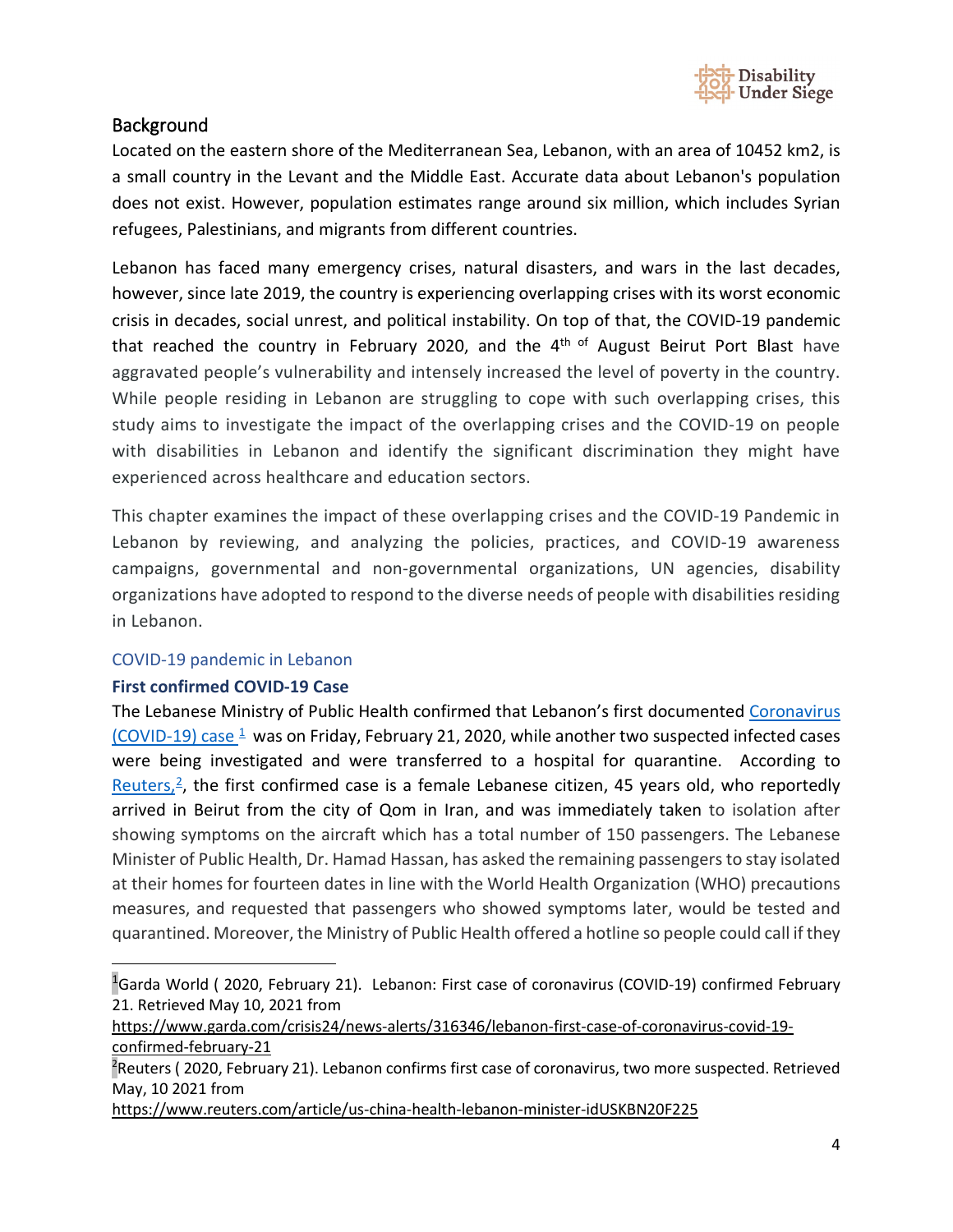## Background

Located on the eastern shore of the Mediterranean Sea, Lebanon, with an area of 10452 km2, is a small country in the Levant and the Middle East. Accurate data about Lebanon's population does not exist. However, population estimates range around six million, which includes Syrian refugees, Palestinians, and migrants from different countries.

Lebanon has faced many emergency crises, natural disasters, and wars in the last decades, however, since late 2019, the country is experiencing overlapping crises with its worst economic crisis in decades, social unrest, and political instability. On top of that, the COVID-19 pandemic that reached the country in February 2020, and the 4th of August Beirut Port Blast have aggravated people's vulnerability and intensely increased the level of poverty in the country. While people residing in Lebanon are struggling to cope with such overlapping crises, this study aims to investigate the impact of the overlapping crises and the COVID-19 on people with disabilities in Lebanon and identify the significant discrimination they might have experienced across healthcare and education sectors.

This chapter examines the impact of these overlapping crises and the COVID-19 Pandemic in Lebanon by reviewing, and analyzing the policies, practices, and COVID-19 awareness campaigns, governmental and non-governmental organizations, UN agencies, disability organizations have adopted to respond to the diverse needs of people with disabilities residing in Lebanon.

### COVID-19 pandemic in Lebanon

#### First confirmed COVID-19 Case

The Lebanese Ministry of Public Health confirmed that Lebanon's first documented Coronavirus (COVID-19) case [1] was on Friday, February 21, 2020, while another two suspected infected cases were being investigated and were transferred to a hospital for quarantine. According to Reuters,[2], the first confirmed case is a female Lebanese citizen, 45 years old, who reportedly arrived in Beirut from the city of Qom in Iran, and was immediately taken to isolation after showing symptoms on the aircraft which has a total number of 150 passengers. The Lebanese Minister of Public Health, Dr. Hamad Hassan, has asked the remaining passengers to stay isolated at their homes for fourteen dates in line with the World Health Organization (WHO) precautions measures, and requested that passengers who showed symptoms later, would be tested and quarantined. Moreover, the Ministry of Public Health offered a hotline so people could call if they

---

[1] Garda World ( 2020, February 21). Lebanon: First case of coronavirus (COVID-19) confirmed February 21. Retrieved May 10, 2021 from https://www.garda.com/crisis24/news-alerts/316346/lebanon-first-case-of-coronavirus-covid-19-confirmed-february-21

[2] Reuters ( 2020, February 21). Lebanon confirms first case of coronavirus, two more suspected. Retrieved May, 10 2021 from https://www.reuters.com/article/us-china-health-lebanon-minister-idUSKBN20F225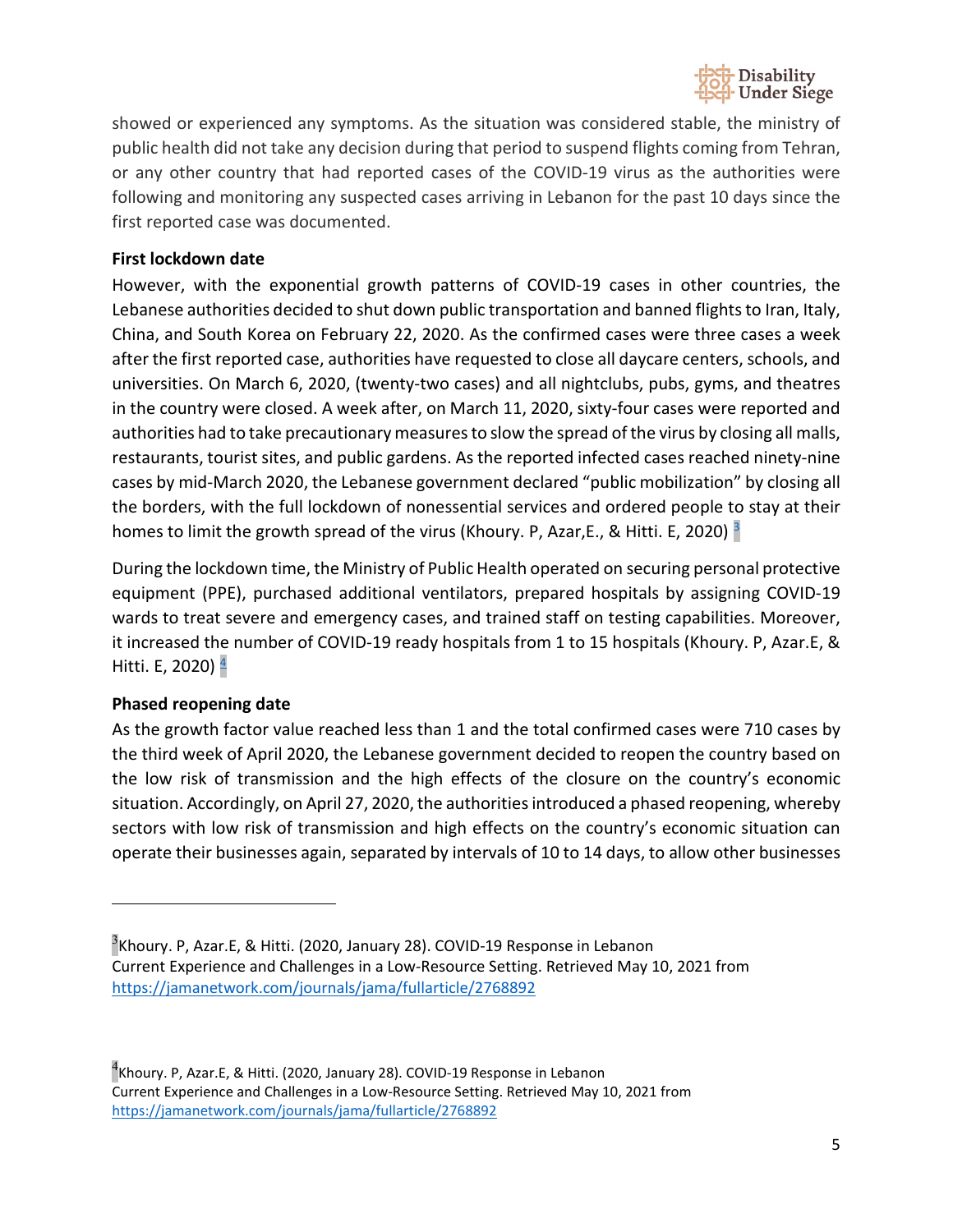showed or experienced any symptoms. As the situation was considered stable, the ministry of public health did not take any decision during that period to suspend flights coming from Tehran, or any other country that had reported cases of the COVID-19 virus as the authorities were following and monitoring any suspected cases arriving in Lebanon for the past 10 days since the first reported case was documented.

**First lockdown date**

However, with the exponential growth patterns of COVID-19 cases in other countries, the Lebanese authorities decided to shut down public transportation and banned flights to Iran, Italy, China, and South Korea on February 22, 2020. As the confirmed cases were three cases a week after the first reported case, authorities have requested to close all daycare centers, schools, and universities. On March 6, 2020, (twenty-two cases) and all nightclubs, pubs, gyms, and theatres in the country were closed. A week after, on March 11, 2020, sixty-four cases were reported and authorities had to take precautionary measures to slow the spread of the virus by closing all malls, restaurants, tourist sites, and public gardens. As the reported infected cases reached ninety-nine cases by mid-March 2020, the Lebanese government declared "public mobilization" by closing all the borders, with the full lockdown of nonessential services and ordered people to stay at their homes to limit the growth spread of the virus (Khoury. P, Azar,E., & Hitti. E, 2020) [3]

During the lockdown time, the Ministry of Public Health operated on securing personal protective equipment (PPE), purchased additional ventilators, prepared hospitals by assigning COVID-19 wards to treat severe and emergency cases, and trained staff on testing capabilities. Moreover, it increased the number of COVID-19 ready hospitals from 1 to 15 hospitals (Khoury. P, Azar.E, & Hitti. E, 2020) [4]

**Phased reopening date**

As the growth factor value reached less than 1 and the total confirmed cases were 710 cases by the third week of April 2020, the Lebanese government decided to reopen the country based on the low risk of transmission and the high effects of the closure on the country's economic situation. Accordingly, on April 27, 2020, the authorities introduced a phased reopening, whereby sectors with low risk of transmission and high effects on the country's economic situation can operate their businesses again, separated by intervals of 10 to 14 days, to allow other businesses

---

[3] Khoury. P, Azar.E, & Hitti. (2020, January 28). COVID-19 Response in Lebanon Current Experience and Challenges in a Low-Resource Setting. Retrieved May 10, 2021 from https://jamanetwork.com/journals/jama/fullarticle/2768892

[4] Khoury. P, Azar.E, & Hitti. (2020, January 28). COVID-19 Response in Lebanon Current Experience and Challenges in a Low-Resource Setting. Retrieved May 10, 2021 from https://jamanetwork.com/journals/jama/fullarticle/2768892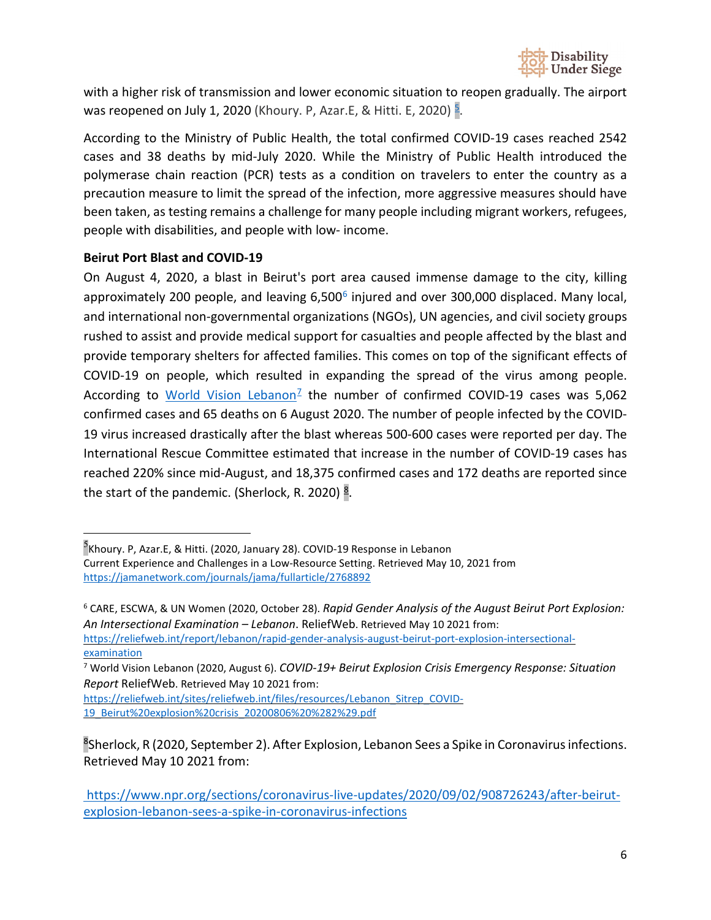with a higher risk of transmission and lower economic situation to reopen gradually. The airport was reopened on July 1, 2020 (Khoury. P, Azar.E, & Hitti. E, 2020) [5].

According to the Ministry of Public Health, the total confirmed COVID-19 cases reached 2542 cases and 38 deaths by mid-July 2020. While the Ministry of Public Health introduced the polymerase chain reaction (PCR) tests as a condition on travelers to enter the country as a precaution measure to limit the spread of the infection, more aggressive measures should have been taken, as testing remains a challenge for many people including migrant workers, refugees, people with disabilities, and people with low- income.

**Beirut Port Blast and COVID-19**

On August 4, 2020, a blast in Beirut's port area caused immense damage to the city, killing approximately 200 people, and leaving 6,500[6] injured and over 300,000 displaced. Many local, and international non-governmental organizations (NGOs), UN agencies, and civil society groups rushed to assist and provide medical support for casualties and people affected by the blast and provide temporary shelters for affected families. This comes on top of the significant effects of COVID-19 on people, which resulted in expanding the spread of the virus among people. According to World Vision Lebanon[7] the number of confirmed COVID-19 cases was 5,062 confirmed cases and 65 deaths on 6 August 2020. The number of people infected by the COVID-19 virus increased drastically after the blast whereas 500-600 cases were reported per day. The International Rescue Committee estimated that increase in the number of COVID-19 cases has reached 220% since mid-August, and 18,375 confirmed cases and 172 deaths are reported since the start of the pandemic. (Sherlock, R. 2020) [8].

---

[5] Khoury. P, Azar.E, & Hitti. (2020, January 28). COVID-19 Response in Lebanon Current Experience and Challenges in a Low-Resource Setting. Retrieved May 10, 2021 from https://jamanetwork.com/journals/jama/fullarticle/2768892

[6] CARE, ESCWA, & UN Women (2020, October 28). *Rapid Gender Analysis of the August Beirut Port Explosion: An Intersectional Examination – Lebanon*. ReliefWeb. Retrieved May 10 2021 from: https://reliefweb.int/report/lebanon/rapid-gender-analysis-august-beirut-port-explosion-intersectional-examination

[7] World Vision Lebanon (2020, August 6). *COVID-19+ Beirut Explosion Crisis Emergency Response: Situation Report* ReliefWeb. Retrieved May 10 2021 from: https://reliefweb.int/sites/reliefweb.int/files/resources/Lebanon_Sitrep_COVID-19_Beirut%20explosion%20crisis_20200806%20%282%29.pdf

[8] Sherlock, R (2020, September 2). After Explosion, Lebanon Sees a Spike in Coronavirus infections. Retrieved May 10 2021 from:

https://www.npr.org/sections/coronavirus-live-updates/2020/09/02/908726243/after-beirut-explosion-lebanon-sees-a-spike-in-coronavirus-infections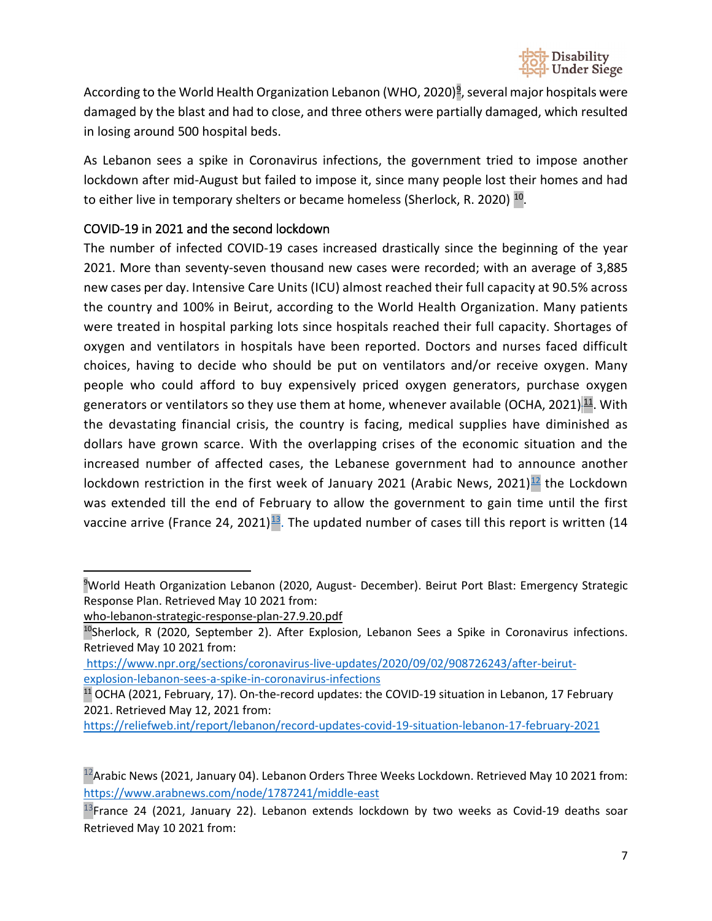According to the World Health Organization Lebanon (WHO, 2020)[9], several major hospitals were damaged by the blast and had to close, and three others were partially damaged, which resulted in losing around 500 hospital beds.

As Lebanon sees a spike in Coronavirus infections, the government tried to impose another lockdown after mid-August but failed to impose it, since many people lost their homes and had to either live in temporary shelters or became homeless (Sherlock, R. 2020) [10].

### COVID-19 in 2021 and the second lockdown

The number of infected COVID-19 cases increased drastically since the beginning of the year 2021. More than seventy-seven thousand new cases were recorded; with an average of 3,885 new cases per day. Intensive Care Units (ICU) almost reached their full capacity at 90.5% across the country and 100% in Beirut, according to the World Health Organization. Many patients were treated in hospital parking lots since hospitals reached their full capacity. Shortages of oxygen and ventilators in hospitals have been reported. Doctors and nurses faced difficult choices, having to decide who should be put on ventilators and/or receive oxygen. Many people who could afford to buy expensively priced oxygen generators, purchase oxygen generators or ventilators so they use them at home, whenever available (OCHA, 2021)[11]. With the devastating financial crisis, the country is facing, medical supplies have diminished as dollars have grown scarce. With the overlapping crises of the economic situation and the increased number of affected cases, the Lebanese government had to announce another lockdown restriction in the first week of January 2021 (Arabic News, 2021)[12] the Lockdown was extended till the end of February to allow the government to gain time until the first vaccine arrive (France 24, 2021)[13]. The updated number of cases till this report is written (14

---

[9] World Heath Organization Lebanon (2020, August- December). Beirut Port Blast: Emergency Strategic Response Plan. Retrieved May 10 2021 from: who-lebanon-strategic-response-plan-27.9.20.pdf

[10] Sherlock, R (2020, September 2). After Explosion, Lebanon Sees a Spike in Coronavirus infections. Retrieved May 10 2021 from: https://www.npr.org/sections/coronavirus-live-updates/2020/09/02/908726243/after-beirut-explosion-lebanon-sees-a-spike-in-coronavirus-infections

[11] OCHA (2021, February, 17). On-the-record updates: the COVID-19 situation in Lebanon, 17 February 2021. Retrieved May 12, 2021 from: https://reliefweb.int/report/lebanon/record-updates-covid-19-situation-lebanon-17-february-2021

[12] Arabic News (2021, January 04). Lebanon Orders Three Weeks Lockdown. Retrieved May 10 2021 from: https://www.arabnews.com/node/1787241/middle-east

[13] France 24 (2021, January 22). Lebanon extends lockdown by two weeks as Covid-19 deaths soar Retrieved May 10 2021 from: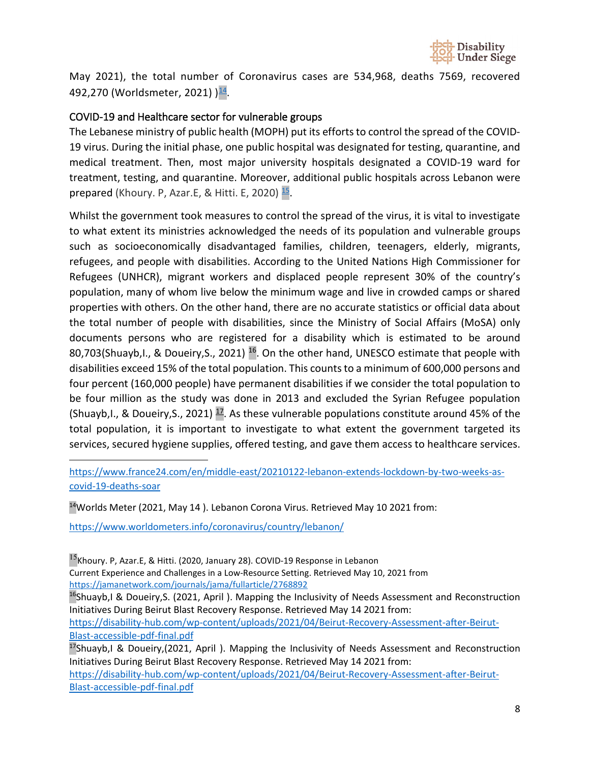May 2021), the total number of Coronavirus cases are 534,968, deaths 7569, recovered 492,270 (Worldsmeter, 2021) )[14].

## COVID-19 and Healthcare sector for vulnerable groups

The Lebanese ministry of public health (MOPH) put its efforts to control the spread of the COVID-19 virus. During the initial phase, one public hospital was designated for testing, quarantine, and medical treatment. Then, most major university hospitals designated a COVID-19 ward for treatment, testing, and quarantine. Moreover, additional public hospitals across Lebanon were prepared (Khoury. P, Azar.E, & Hitti. E, 2020) [15].

Whilst the government took measures to control the spread of the virus, it is vital to investigate to what extent its ministries acknowledged the needs of its population and vulnerable groups such as socioeconomically disadvantaged families, children, teenagers, elderly, migrants, refugees, and people with disabilities. According to the United Nations High Commissioner for Refugees (UNHCR), migrant workers and displaced people represent 30% of the country's population, many of whom live below the minimum wage and live in crowded camps or shared properties with others. On the other hand, there are no accurate statistics or official data about the total number of people with disabilities, since the Ministry of Social Affairs (MoSA) only documents persons who are registered for a disability which is estimated to be around 80,703(Shuayb,I., & Doueiry,S., 2021) [16]. On the other hand, UNESCO estimate that people with disabilities exceed 15% of the total population. This counts to a minimum of 600,000 persons and four percent (160,000 people) have permanent disabilities if we consider the total population to be four million as the study was done in 2013 and excluded the Syrian Refugee population (Shuayb,I., & Doueiry,S., 2021) [17]. As these vulnerable populations constitute around 45% of the total population, it is important to investigate to what extent the government targeted its services, secured hygiene supplies, offered testing, and gave them access to healthcare services.

---

https://www.france24.com/en/middle-east/20210122-lebanon-extends-lockdown-by-two-weeks-as-covid-19-deaths-soar

[14]Worlds Meter (2021, May 14 ). Lebanon Corona Virus. Retrieved May 10 2021 from:

https://www.worldometers.info/coronavirus/country/lebanon/

[15]Khoury. P, Azar.E, & Hitti. (2020, January 28). COVID-19 Response in Lebanon
Current Experience and Challenges in a Low-Resource Setting. Retrieved May 10, 2021 from https://jamanetwork.com/journals/jama/fullarticle/2768892

[16]Shuayb,I & Doueiry,S. (2021, April ). Mapping the Inclusivity of Needs Assessment and Reconstruction Initiatives During Beirut Blast Recovery Response. Retrieved May 14 2021 from: https://disability-hub.com/wp-content/uploads/2021/04/Beirut-Recovery-Assessment-after-Beirut-Blast-accessible-pdf-final.pdf

[17]Shuayb,I & Doueiry,(2021, April ). Mapping the Inclusivity of Needs Assessment and Reconstruction Initiatives During Beirut Blast Recovery Response. Retrieved May 14 2021 from: https://disability-hub.com/wp-content/uploads/2021/04/Beirut-Recovery-Assessment-after-Beirut-Blast-accessible-pdf-final.pdf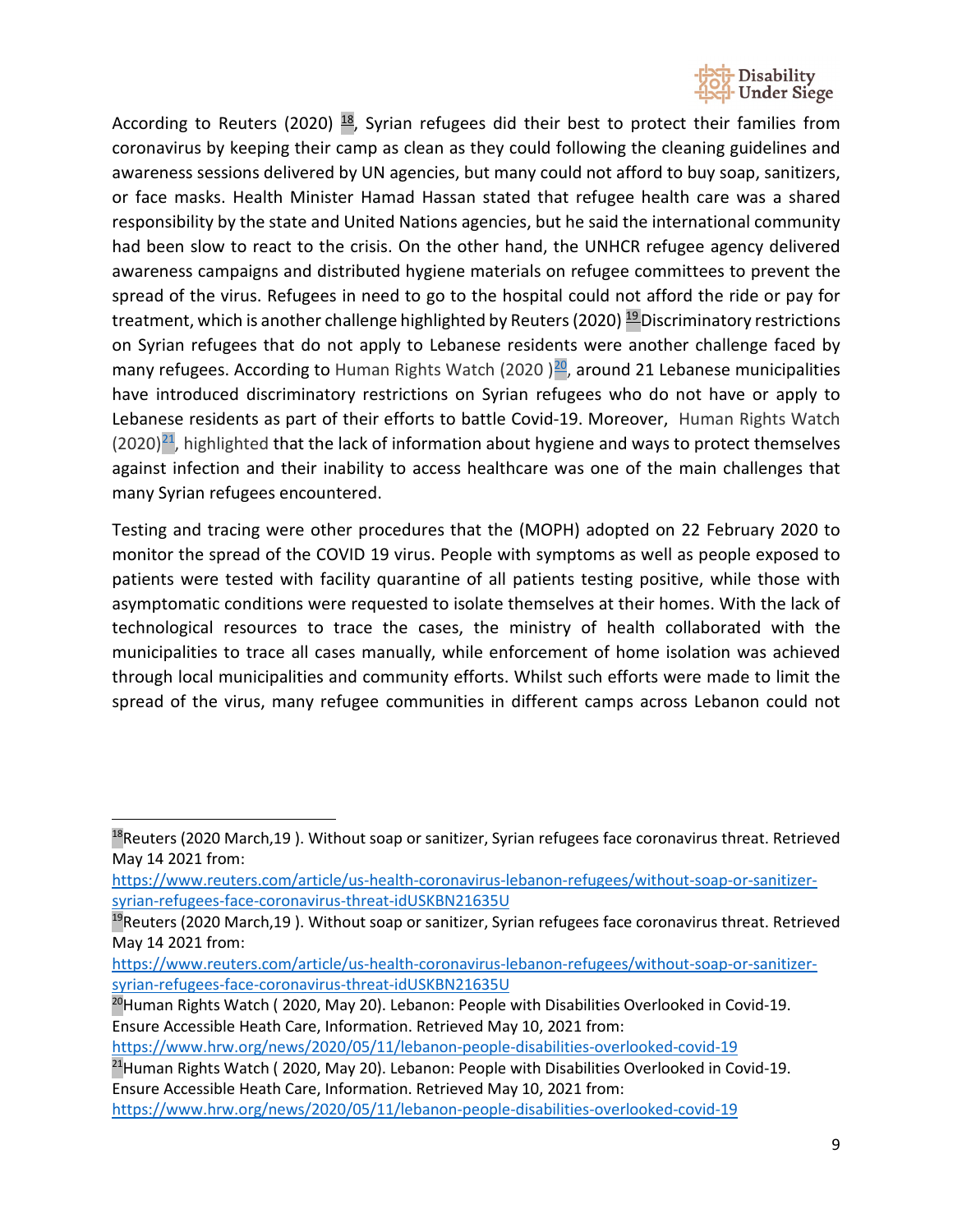According to Reuters (2020) [18], Syrian refugees did their best to protect their families from coronavirus by keeping their camp as clean as they could following the cleaning guidelines and awareness sessions delivered by UN agencies, but many could not afford to buy soap, sanitizers, or face masks. Health Minister Hamad Hassan stated that refugee health care was a shared responsibility by the state and United Nations agencies, but he said the international community had been slow to react to the crisis. On the other hand, the UNHCR refugee agency delivered awareness campaigns and distributed hygiene materials on refugee committees to prevent the spread of the virus. Refugees in need to go to the hospital could not afford the ride or pay for treatment, which is another challenge highlighted by Reuters (2020) [19] Discriminatory restrictions on Syrian refugees that do not apply to Lebanese residents were another challenge faced by many refugees. According to Human Rights Watch (2020 ) [20], around 21 Lebanese municipalities have introduced discriminatory restrictions on Syrian refugees who do not have or apply to Lebanese residents as part of their efforts to battle Covid-19. Moreover, Human Rights Watch (2020) [21], highlighted that the lack of information about hygiene and ways to protect themselves against infection and their inability to access healthcare was one of the main challenges that many Syrian refugees encountered.

Testing and tracing were other procedures that the (MOPH) adopted on 22 February 2020 to monitor the spread of the COVID 19 virus. People with symptoms as well as people exposed to patients were tested with facility quarantine of all patients testing positive, while those with asymptomatic conditions were requested to isolate themselves at their homes. With the lack of technological resources to trace the cases, the ministry of health collaborated with the municipalities to trace all cases manually, while enforcement of home isolation was achieved through local municipalities and community efforts. Whilst such efforts were made to limit the spread of the virus, many refugee communities in different camps across Lebanon could not

---

[18] Reuters (2020 March,19 ). Without soap or sanitizer, Syrian refugees face coronavirus threat. Retrieved May 14 2021 from: https://www.reuters.com/article/us-health-coronavirus-lebanon-refugees/without-soap-or-sanitizer-syrian-refugees-face-coronavirus-threat-idUSKBN21635U

[19] Reuters (2020 March,19 ). Without soap or sanitizer, Syrian refugees face coronavirus threat. Retrieved May 14 2021 from: https://www.reuters.com/article/us-health-coronavirus-lebanon-refugees/without-soap-or-sanitizer-syrian-refugees-face-coronavirus-threat-idUSKBN21635U

[20] Human Rights Watch ( 2020, May 20). Lebanon: People with Disabilities Overlooked in Covid-19. Ensure Accessible Heath Care, Information. Retrieved May 10, 2021 from: https://www.hrw.org/news/2020/05/11/lebanon-people-disabilities-overlooked-covid-19

[21] Human Rights Watch ( 2020, May 20). Lebanon: People with Disabilities Overlooked in Covid-19. Ensure Accessible Heath Care, Information. Retrieved May 10, 2021 from: https://www.hrw.org/news/2020/05/11/lebanon-people-disabilities-overlooked-covid-19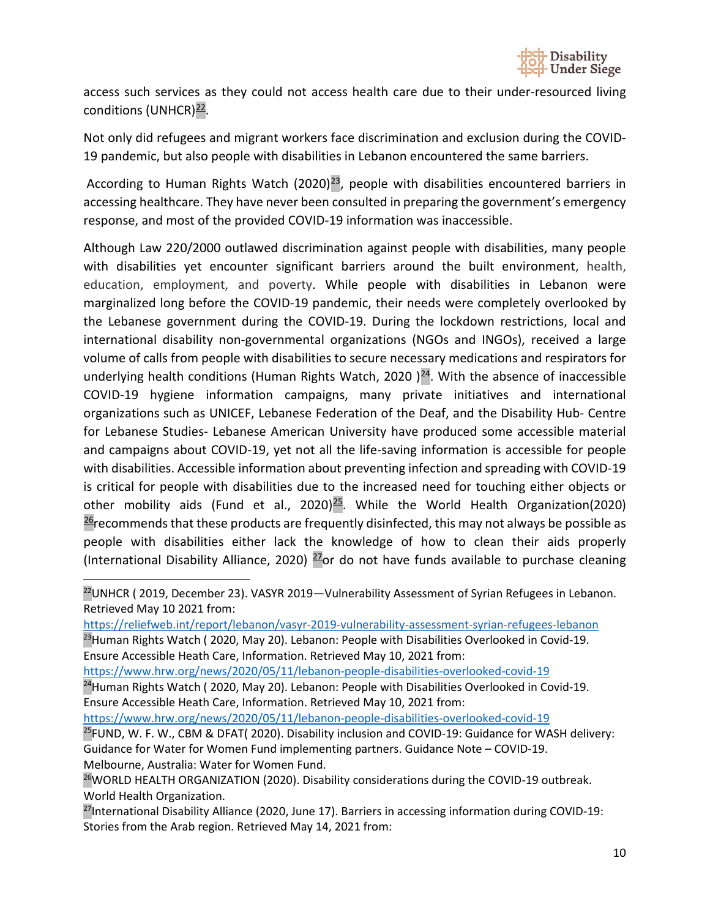access such services as they could not access health care due to their under-resourced living conditions (UNHCR)[22].

Not only did refugees and migrant workers face discrimination and exclusion during the COVID-19 pandemic, but also people with disabilities in Lebanon encountered the same barriers.

According to Human Rights Watch (2020)[23], people with disabilities encountered barriers in accessing healthcare. They have never been consulted in preparing the government's emergency response, and most of the provided COVID-19 information was inaccessible.

Although Law 220/2000 outlawed discrimination against people with disabilities, many people with disabilities yet encounter significant barriers around the built environment, health, education, employment, and poverty. While people with disabilities in Lebanon were marginalized long before the COVID-19 pandemic, their needs were completely overlooked by the Lebanese government during the COVID-19. During the lockdown restrictions, local and international disability non-governmental organizations (NGOs and INGOs), received a large volume of calls from people with disabilities to secure necessary medications and respirators for underlying health conditions (Human Rights Watch, 2020 )[24]. With the absence of inaccessible COVID-19 hygiene information campaigns, many private initiatives and international organizations such as UNICEF, Lebanese Federation of the Deaf, and the Disability Hub- Centre for Lebanese Studies- Lebanese American University have produced some accessible material and campaigns about COVID-19, yet not all the life-saving information is accessible for people with disabilities. Accessible information about preventing infection and spreading with COVID-19 is critical for people with disabilities due to the increased need for touching either objects or other mobility aids (Fund et al., 2020)[25]. While the World Health Organization(2020) [26]recommends that these products are frequently disinfected, this may not always be possible as people with disabilities either lack the knowledge of how to clean their aids properly (International Disability Alliance, 2020) [27]or do not have funds available to purchase cleaning

---

[22]UNHCR ( 2019, December 23). VASYR 2019—Vulnerability Assessment of Syrian Refugees in Lebanon. Retrieved May 10 2021 from: https://reliefweb.int/report/lebanon/vasyr-2019-vulnerability-assessment-syrian-refugees-lebanon

[23]Human Rights Watch ( 2020, May 20). Lebanon: People with Disabilities Overlooked in Covid-19. Ensure Accessible Heath Care, Information. Retrieved May 10, 2021 from: https://www.hrw.org/news/2020/05/11/lebanon-people-disabilities-overlooked-covid-19

[24]Human Rights Watch ( 2020, May 20). Lebanon: People with Disabilities Overlooked in Covid-19. Ensure Accessible Heath Care, Information. Retrieved May 10, 2021 from: https://www.hrw.org/news/2020/05/11/lebanon-people-disabilities-overlooked-covid-19

[25]FUND, W. F. W., CBM & DFAT( 2020). Disability inclusion and COVID-19: Guidance for WASH delivery: Guidance for Water for Women Fund implementing partners. Guidance Note – COVID-19. Melbourne, Australia: Water for Women Fund.

[26]WORLD HEALTH ORGANIZATION (2020). Disability considerations during the COVID-19 outbreak. World Health Organization.

[27]International Disability Alliance (2020, June 17). Barriers in accessing information during COVID-19: Stories from the Arab region. Retrieved May 14, 2021 from: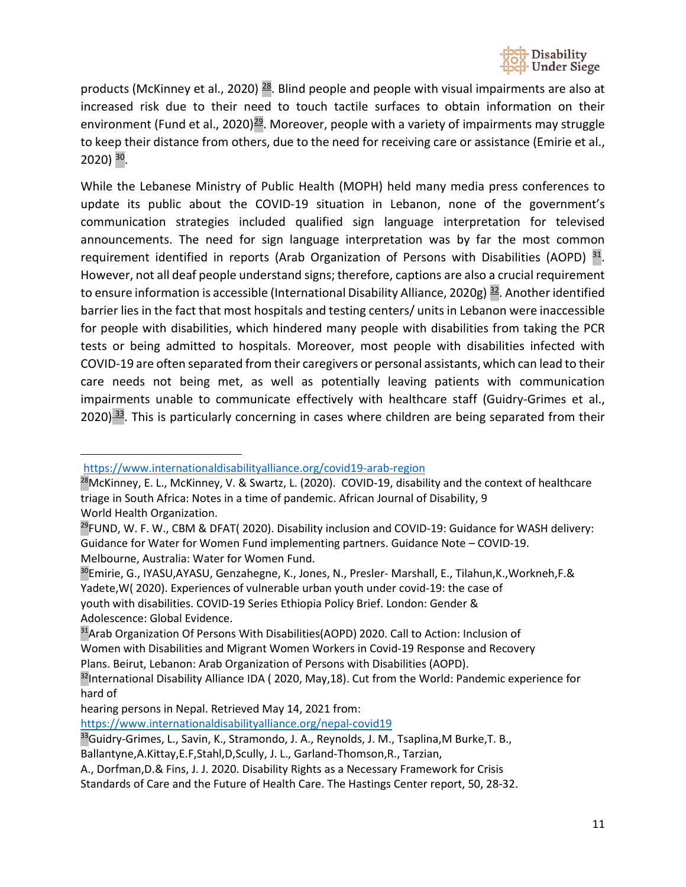products (McKinney et al., 2020) [28]. Blind people and people with visual impairments are also at increased risk due to their need to touch tactile surfaces to obtain information on their environment (Fund et al., 2020)[29]. Moreover, people with a variety of impairments may struggle to keep their distance from others, due to the need for receiving care or assistance (Emirie et al., 2020) [30].

While the Lebanese Ministry of Public Health (MOPH) held many media press conferences to update its public about the COVID-19 situation in Lebanon, none of the government's communication strategies included qualified sign language interpretation for televised announcements. The need for sign language interpretation was by far the most common requirement identified in reports (Arab Organization of Persons with Disabilities (AOPD) [31]. However, not all deaf people understand signs; therefore, captions are also a crucial requirement to ensure information is accessible (International Disability Alliance, 2020g) [32]. Another identified barrier lies in the fact that most hospitals and testing centers/ units in Lebanon were inaccessible for people with disabilities, which hindered many people with disabilities from taking the PCR tests or being admitted to hospitals. Moreover, most people with disabilities infected with COVID-19 are often separated from their caregivers or personal assistants, which can lead to their care needs not being met, as well as potentially leaving patients with communication impairments unable to communicate effectively with healthcare staff (Guidry-Grimes et al., 2020) [33]. This is particularly concerning in cases where children are being separated from their

---

https://www.internationaldisabilityalliance.org/covid19-arab-region

[28]McKinney, E. L., McKinney, V. & Swartz, L. (2020). COVID-19, disability and the context of healthcare triage in South Africa: Notes in a time of pandemic. African Journal of Disability, 9
World Health Organization.

[29]FUND, W. F. W., CBM & DFAT( 2020). Disability inclusion and COVID-19: Guidance for WASH delivery: Guidance for Water for Women Fund implementing partners. Guidance Note – COVID-19. Melbourne, Australia: Water for Women Fund.

[30]Emirie, G., IYASU,AYASU, Genzahegne, K., Jones, N., Presler- Marshall, E., Tilahun,K.,Workneh,F.& Yadete,W( 2020). Experiences of vulnerable urban youth under covid-19: the case of youth with disabilities. COVID-19 Series Ethiopia Policy Brief. London: Gender & Adolescence: Global Evidence.

[31]Arab Organization Of Persons With Disabilities(AOPD) 2020. Call to Action: Inclusion of Women with Disabilities and Migrant Women Workers in Covid-19 Response and Recovery Plans. Beirut, Lebanon: Arab Organization of Persons with Disabilities (AOPD).

[32]International Disability Alliance IDA ( 2020, May,18). Cut from the World: Pandemic experience for hard of
hearing persons in Nepal. Retrieved May 14, 2021 from:
https://www.internationaldisabilityalliance.org/nepal-covid19

[33]Guidry-Grimes, L., Savin, K., Stramondo, J. A., Reynolds, J. M., Tsaplina,M Burke,T. B., Ballantyne,A.Kittay,E.F,Stahl,D,Scully, J. L., Garland-Thomson,R., Tarzian,
A., Dorfman,D.& Fins, J. J. 2020. Disability Rights as a Necessary Framework for Crisis Standards of Care and the Future of Health Care. The Hastings Center report, 50, 28-32.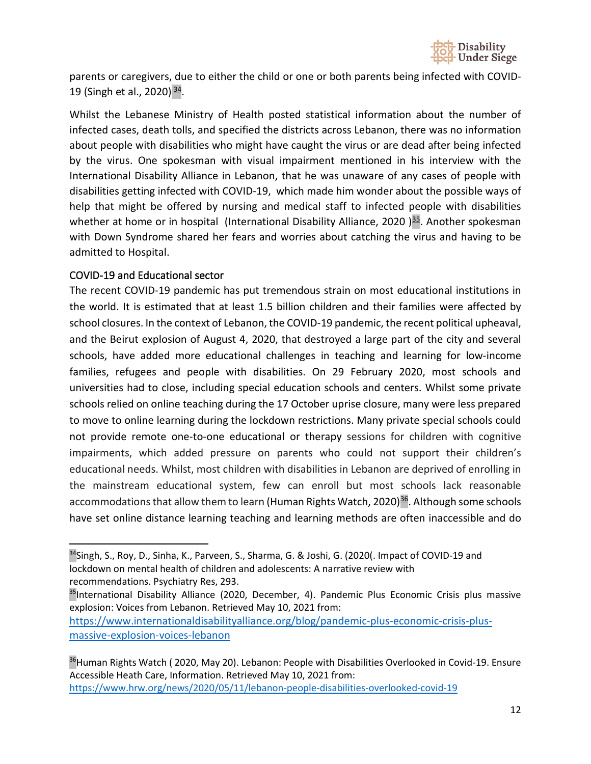parents or caregivers, due to either the child or one or both parents being infected with COVID-19 (Singh et al., 2020)[34].

Whilst the Lebanese Ministry of Health posted statistical information about the number of infected cases, death tolls, and specified the districts across Lebanon, there was no information about people with disabilities who might have caught the virus or are dead after being infected by the virus. One spokesman with visual impairment mentioned in his interview with the International Disability Alliance in Lebanon, that he was unaware of any cases of people with disabilities getting infected with COVID-19, which made him wonder about the possible ways of help that might be offered by nursing and medical staff to infected people with disabilities whether at home or in hospital (International Disability Alliance, 2020 )[35]. Another spokesman with Down Syndrome shared her fears and worries about catching the virus and having to be admitted to Hospital.

### COVID-19 and Educational sector

The recent COVID-19 pandemic has put tremendous strain on most educational institutions in the world. It is estimated that at least 1.5 billion children and their families were affected by school closures. In the context of Lebanon, the COVID-19 pandemic, the recent political upheaval, and the Beirut explosion of August 4, 2020, that destroyed a large part of the city and several schools, have added more educational challenges in teaching and learning for low-income families, refugees and people with disabilities. On 29 February 2020, most schools and universities had to close, including special education schools and centers. Whilst some private schools relied on online teaching during the 17 October uprise closure, many were less prepared to move to online learning during the lockdown restrictions. Many private special schools could not provide remote one-to-one educational or therapy sessions for children with cognitive impairments, which added pressure on parents who could not support their children's educational needs. Whilst, most children with disabilities in Lebanon are deprived of enrolling in the mainstream educational system, few can enroll but most schools lack reasonable accommodations that allow them to learn (Human Rights Watch, 2020)[36]. Although some schools have set online distance learning teaching and learning methods are often inaccessible and do

---

[34]Singh, S., Roy, D., Sinha, K., Parveen, S., Sharma, G. & Joshi, G. (2020(. Impact of COVID-19 and lockdown on mental health of children and adolescents: A narrative review with recommendations. Psychiatry Res, 293.

[35]International Disability Alliance (2020, December, 4). Pandemic Plus Economic Crisis plus massive explosion: Voices from Lebanon. Retrieved May 10, 2021 from: https://www.internationaldisabilityalliance.org/blog/pandemic-plus-economic-crisis-plus-massive-explosion-voices-lebanon

[36]Human Rights Watch ( 2020, May 20). Lebanon: People with Disabilities Overlooked in Covid-19. Ensure Accessible Heath Care, Information. Retrieved May 10, 2021 from: https://www.hrw.org/news/2020/05/11/lebanon-people-disabilities-overlooked-covid-19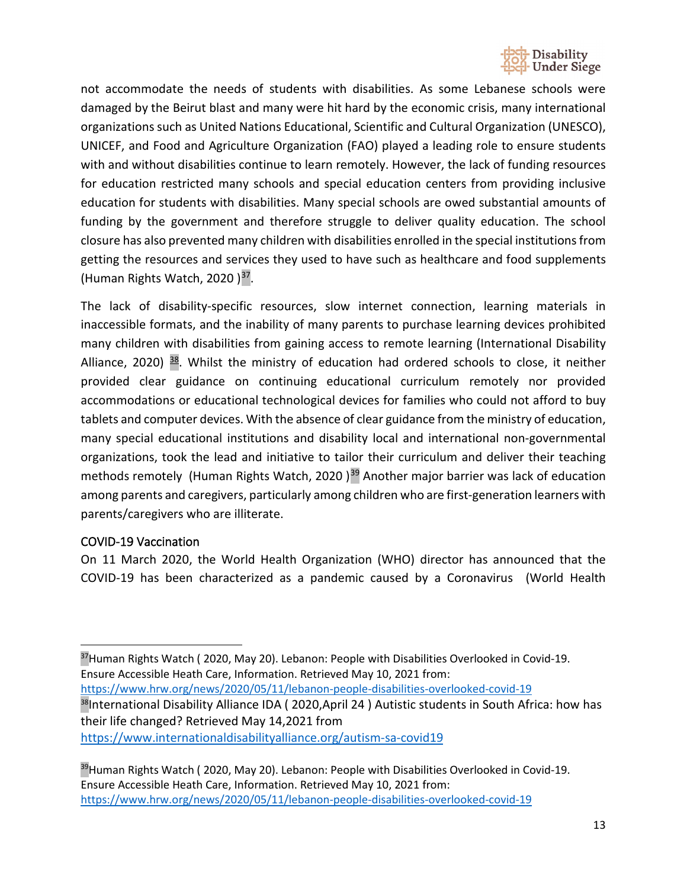not accommodate the needs of students with disabilities. As some Lebanese schools were damaged by the Beirut blast and many were hit hard by the economic crisis, many international organizations such as United Nations Educational, Scientific and Cultural Organization (UNESCO), UNICEF, and Food and Agriculture Organization (FAO) played a leading role to ensure students with and without disabilities continue to learn remotely. However, the lack of funding resources for education restricted many schools and special education centers from providing inclusive education for students with disabilities. Many special schools are owed substantial amounts of funding by the government and therefore struggle to deliver quality education. The school closure has also prevented many children with disabilities enrolled in the special institutions from getting the resources and services they used to have such as healthcare and food supplements (Human Rights Watch, 2020 )[37].

The lack of disability-specific resources, slow internet connection, learning materials in inaccessible formats, and the inability of many parents to purchase learning devices prohibited many children with disabilities from gaining access to remote learning (International Disability Alliance, 2020) [38]. Whilst the ministry of education had ordered schools to close, it neither provided clear guidance on continuing educational curriculum remotely nor provided accommodations or educational technological devices for families who could not afford to buy tablets and computer devices. With the absence of clear guidance from the ministry of education, many special educational institutions and disability local and international non-governmental organizations, took the lead and initiative to tailor their curriculum and deliver their teaching methods remotely (Human Rights Watch, 2020 )[39] Another major barrier was lack of education among parents and caregivers, particularly among children who are first-generation learners with parents/caregivers who are illiterate.

## COVID-19 Vaccination

On 11 March 2020, the World Health Organization (WHO) director has announced that the COVID-19 has been characterized as a pandemic caused by a Coronavirus (World Health

---

[37] Human Rights Watch ( 2020, May 20). Lebanon: People with Disabilities Overlooked in Covid-19. Ensure Accessible Heath Care, Information. Retrieved May 10, 2021 from: https://www.hrw.org/news/2020/05/11/lebanon-people-disabilities-overlooked-covid-19

[38] International Disability Alliance IDA ( 2020,April 24 ) Autistic students in South Africa: how has their life changed? Retrieved May 14,2021 from https://www.internationaldisabilityalliance.org/autism-sa-covid19

[39] Human Rights Watch ( 2020, May 20). Lebanon: People with Disabilities Overlooked in Covid-19. Ensure Accessible Heath Care, Information. Retrieved May 10, 2021 from: https://www.hrw.org/news/2020/05/11/lebanon-people-disabilities-overlooked-covid-19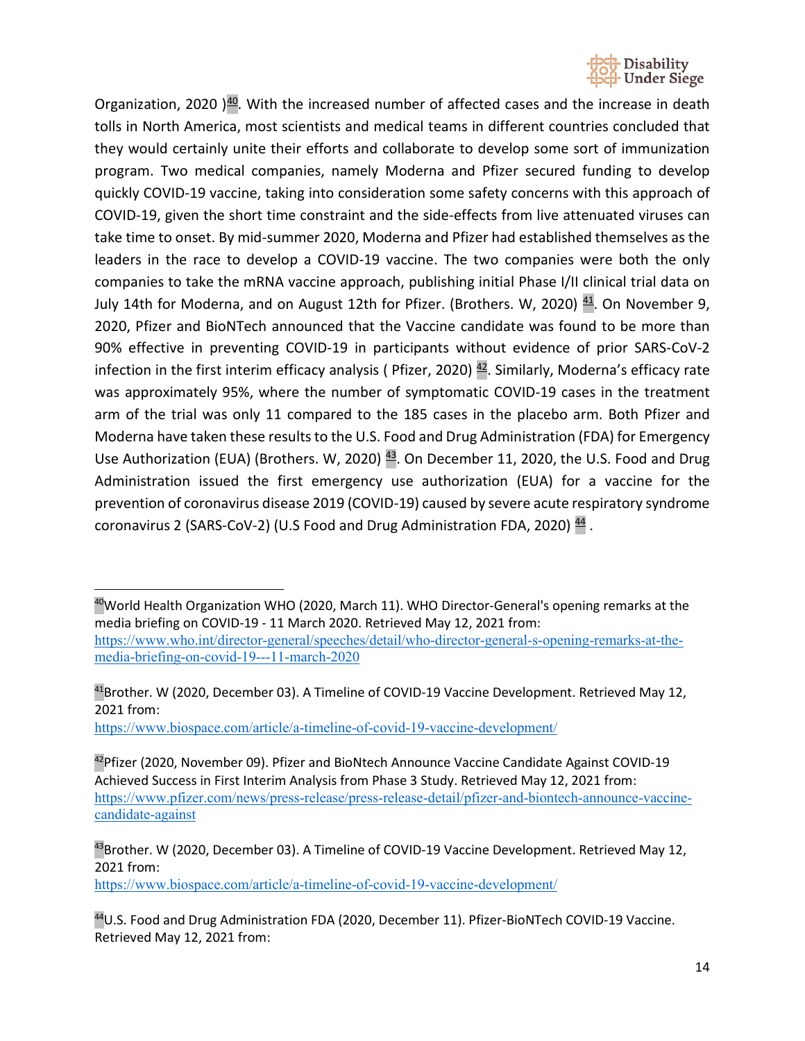Organization, 2020 )[40]. With the increased number of affected cases and the increase in death tolls in North America, most scientists and medical teams in different countries concluded that they would certainly unite their efforts and collaborate to develop some sort of immunization program. Two medical companies, namely Moderna and Pfizer secured funding to develop quickly COVID-19 vaccine, taking into consideration some safety concerns with this approach of COVID-19, given the short time constraint and the side-effects from live attenuated viruses can take time to onset. By mid-summer 2020, Moderna and Pfizer had established themselves as the leaders in the race to develop a COVID-19 vaccine. The two companies were both the only companies to take the mRNA vaccine approach, publishing initial Phase I/II clinical trial data on July 14th for Moderna, and on August 12th for Pfizer. (Brothers. W, 2020) [41]. On November 9, 2020, Pfizer and BioNTech announced that the Vaccine candidate was found to be more than 90% effective in preventing COVID-19 in participants without evidence of prior SARS-CoV-2 infection in the first interim efficacy analysis ( Pfizer, 2020) [42]. Similarly, Moderna's efficacy rate was approximately 95%, where the number of symptomatic COVID-19 cases in the treatment arm of the trial was only 11 compared to the 185 cases in the placebo arm. Both Pfizer and Moderna have taken these results to the U.S. Food and Drug Administration (FDA) for Emergency Use Authorization (EUA) (Brothers. W, 2020) [43]. On December 11, 2020, the U.S. Food and Drug Administration issued the first emergency use authorization (EUA) for a vaccine for the prevention of coronavirus disease 2019 (COVID-19) caused by severe acute respiratory syndrome coronavirus 2 (SARS-CoV-2) (U.S Food and Drug Administration FDA, 2020) [44] .

---

[40] World Health Organization WHO (2020, March 11). WHO Director-General's opening remarks at the media briefing on COVID-19 - 11 March 2020. Retrieved May 12, 2021 from: https://www.who.int/director-general/speeches/detail/who-director-general-s-opening-remarks-at-the-media-briefing-on-covid-19---11-march-2020

[41] Brother. W (2020, December 03). A Timeline of COVID-19 Vaccine Development. Retrieved May 12, 2021 from: https://www.biospace.com/article/a-timeline-of-covid-19-vaccine-development/

[42] Pfizer (2020, November 09). Pfizer and BioNtech Announce Vaccine Candidate Against COVID-19 Achieved Success in First Interim Analysis from Phase 3 Study. Retrieved May 12, 2021 from: https://www.pfizer.com/news/press-release/press-release-detail/pfizer-and-biontech-announce-vaccine-candidate-against

[43] Brother. W (2020, December 03). A Timeline of COVID-19 Vaccine Development. Retrieved May 12, 2021 from: https://www.biospace.com/article/a-timeline-of-covid-19-vaccine-development/

[44] U.S. Food and Drug Administration FDA (2020, December 11). Pfizer-BioNTech COVID-19 Vaccine. Retrieved May 12, 2021 from: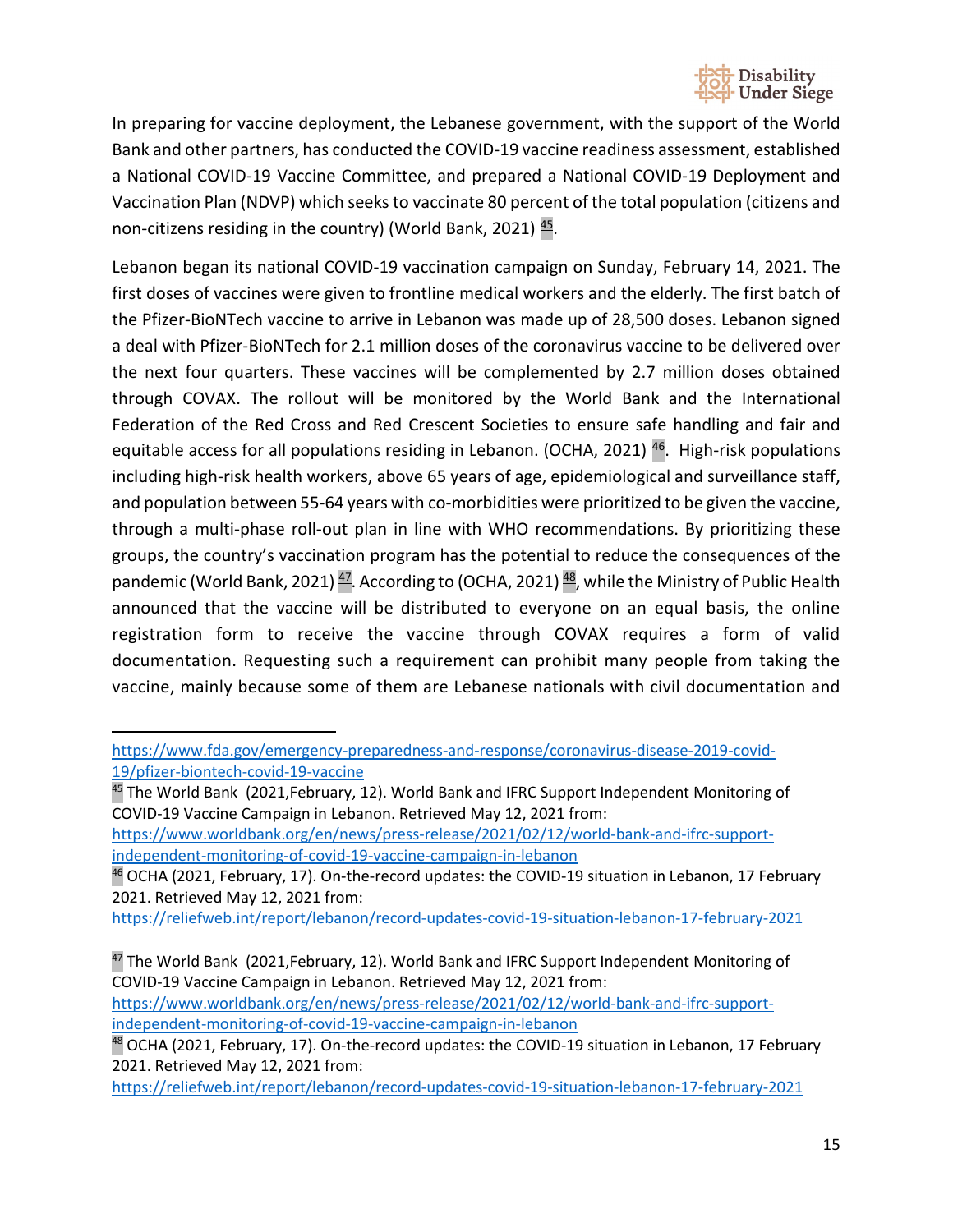In preparing for vaccine deployment, the Lebanese government, with the support of the World Bank and other partners, has conducted the COVID-19 vaccine readiness assessment, established a National COVID-19 Vaccine Committee, and prepared a National COVID-19 Deployment and Vaccination Plan (NDVP) which seeks to vaccinate 80 percent of the total population (citizens and non-citizens residing in the country) (World Bank, 2021) [45].

Lebanon began its national COVID-19 vaccination campaign on Sunday, February 14, 2021. The first doses of vaccines were given to frontline medical workers and the elderly. The first batch of the Pfizer-BioNTech vaccine to arrive in Lebanon was made up of 28,500 doses. Lebanon signed a deal with Pfizer-BioNTech for 2.1 million doses of the coronavirus vaccine to be delivered over the next four quarters. These vaccines will be complemented by 2.7 million doses obtained through COVAX. The rollout will be monitored by the World Bank and the International Federation of the Red Cross and Red Crescent Societies to ensure safe handling and fair and equitable access for all populations residing in Lebanon. (OCHA, 2021) [46]. High-risk populations including high-risk health workers, above 65 years of age, epidemiological and surveillance staff, and population between 55-64 years with co-morbidities were prioritized to be given the vaccine, through a multi-phase roll-out plan in line with WHO recommendations. By prioritizing these groups, the country's vaccination program has the potential to reduce the consequences of the pandemic (World Bank, 2021) [47]. According to (OCHA, 2021) [48], while the Ministry of Public Health announced that the vaccine will be distributed to everyone on an equal basis, the online registration form to receive the vaccine through COVAX requires a form of valid documentation. Requesting such a requirement can prohibit many people from taking the vaccine, mainly because some of them are Lebanese nationals with civil documentation and

---

https://www.fda.gov/emergency-preparedness-and-response/coronavirus-disease-2019-covid-19/pfizer-biontech-covid-19-vaccine

[45] The World Bank (2021,February, 12). World Bank and IFRC Support Independent Monitoring of COVID-19 Vaccine Campaign in Lebanon. Retrieved May 12, 2021 from: https://www.worldbank.org/en/news/press-release/2021/02/12/world-bank-and-ifrc-support-independent-monitoring-of-covid-19-vaccine-campaign-in-lebanon

[46] OCHA (2021, February, 17). On-the-record updates: the COVID-19 situation in Lebanon, 17 February 2021. Retrieved May 12, 2021 from: https://reliefweb.int/report/lebanon/record-updates-covid-19-situation-lebanon-17-february-2021

[47] The World Bank (2021,February, 12). World Bank and IFRC Support Independent Monitoring of COVID-19 Vaccine Campaign in Lebanon. Retrieved May 12, 2021 from: https://www.worldbank.org/en/news/press-release/2021/02/12/world-bank-and-ifrc-support-independent-monitoring-of-covid-19-vaccine-campaign-in-lebanon

[48] OCHA (2021, February, 17). On-the-record updates: the COVID-19 situation in Lebanon, 17 February 2021. Retrieved May 12, 2021 from: https://reliefweb.int/report/lebanon/record-updates-covid-19-situation-lebanon-17-february-2021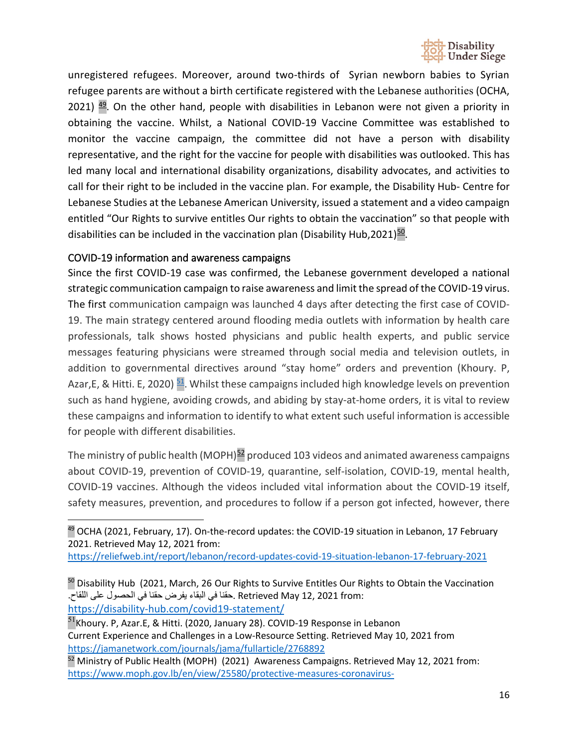unregistered refugees. Moreover, around two-thirds of Syrian newborn babies to Syrian refugee parents are without a birth certificate registered with the Lebanese authorities (OCHA, 2021) [49]. On the other hand, people with disabilities in Lebanon were not given a priority in obtaining the vaccine. Whilst, a National COVID-19 Vaccine Committee was established to monitor the vaccine campaign, the committee did not have a person with disability representative, and the right for the vaccine for people with disabilities was outlooked. This has led many local and international disability organizations, disability advocates, and activities to call for their right to be included in the vaccine plan. For example, the Disability Hub- Centre for Lebanese Studies at the Lebanese American University, issued a statement and a video campaign entitled "Our Rights to survive entitles Our rights to obtain the vaccination" so that people with disabilities can be included in the vaccination plan (Disability Hub,2021)[50].

### COVID-19 information and awareness campaigns

Since the first COVID-19 case was confirmed, the Lebanese government developed a national strategic communication campaign to raise awareness and limit the spread of the COVID-19 virus. The first communication campaign was launched 4 days after detecting the first case of COVID-19. The main strategy centered around flooding media outlets with information by health care professionals, talk shows hosted physicians and public health experts, and public service messages featuring physicians were streamed through social media and television outlets, in addition to governmental directives around "stay home" orders and prevention (Khoury. P, Azar,E, & Hitti. E, 2020) [51]. Whilst these campaigns included high knowledge levels on prevention such as hand hygiene, avoiding crowds, and abiding by stay-at-home orders, it is vital to review these campaigns and information to identify to what extent such useful information is accessible for people with different disabilities.

The ministry of public health (MOPH)[52] produced 103 videos and animated awareness campaigns about COVID-19, prevention of COVID-19, quarantine, self-isolation, COVID-19, mental health, COVID-19 vaccines. Although the videos included vital information about the COVID-19 itself, safety measures, prevention, and procedures to follow if a person got infected, however, there

---

[49] OCHA (2021, February, 17). On-the-record updates: the COVID-19 situation in Lebanon, 17 February 2021. Retrieved May 12, 2021 from: https://reliefweb.int/report/lebanon/record-updates-covid-19-situation-lebanon-17-february-2021

[50] Disability Hub (2021, March, 26 Our Rights to Survive Entitles Our Rights to Obtain the Vaccination .حقنا في البقاء يفرض حقنا في الحصول على اللقاح. Retrieved May 12, 2021 from: https://disability-hub.com/covid19-statement/

[51] Khoury. P, Azar.E, & Hitti. (2020, January 28). COVID-19 Response in Lebanon Current Experience and Challenges in a Low-Resource Setting. Retrieved May 10, 2021 from https://jamanetwork.com/journals/jama/fullarticle/2768892

[52] Ministry of Public Health (MOPH) (2021) Awareness Campaigns. Retrieved May 12, 2021 from: https://www.moph.gov.lb/en/view/25580/protective-measures-coronavirus-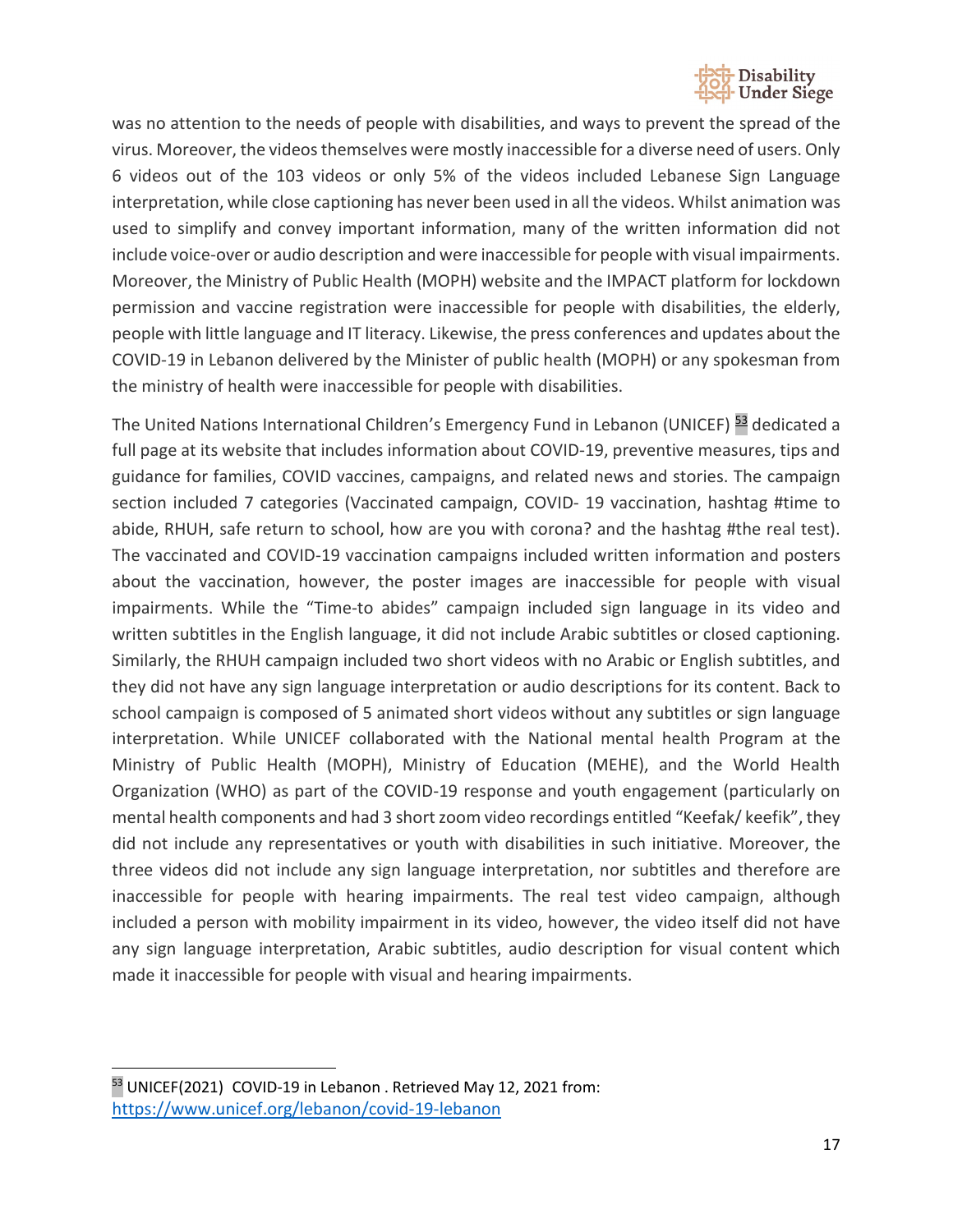was no attention to the needs of people with disabilities, and ways to prevent the spread of the virus. Moreover, the videos themselves were mostly inaccessible for a diverse need of users. Only 6 videos out of the 103 videos or only 5% of the videos included Lebanese Sign Language interpretation, while close captioning has never been used in all the videos. Whilst animation was used to simplify and convey important information, many of the written information did not include voice-over or audio description and were inaccessible for people with visual impairments. Moreover, the Ministry of Public Health (MOPH) website and the IMPACT platform for lockdown permission and vaccine registration were inaccessible for people with disabilities, the elderly, people with little language and IT literacy. Likewise, the press conferences and updates about the COVID-19 in Lebanon delivered by the Minister of public health (MOPH) or any spokesman from the ministry of health were inaccessible for people with disabilities.

The United Nations International Children's Emergency Fund in Lebanon (UNICEF) [53] dedicated a full page at its website that includes information about COVID-19, preventive measures, tips and guidance for families, COVID vaccines, campaigns, and related news and stories. The campaign section included 7 categories (Vaccinated campaign, COVID- 19 vaccination, hashtag #time to abide, RHUH, safe return to school, how are you with corona? and the hashtag #the real test). The vaccinated and COVID-19 vaccination campaigns included written information and posters about the vaccination, however, the poster images are inaccessible for people with visual impairments. While the "Time-to abides" campaign included sign language in its video and written subtitles in the English language, it did not include Arabic subtitles or closed captioning. Similarly, the RHUH campaign included two short videos with no Arabic or English subtitles, and they did not have any sign language interpretation or audio descriptions for its content. Back to school campaign is composed of 5 animated short videos without any subtitles or sign language interpretation. While UNICEF collaborated with the National mental health Program at the Ministry of Public Health (MOPH), Ministry of Education (MEHE), and the World Health Organization (WHO) as part of the COVID-19 response and youth engagement (particularly on mental health components and had 3 short zoom video recordings entitled "Keefak/ keefik", they did not include any representatives or youth with disabilities in such initiative. Moreover, the three videos did not include any sign language interpretation, nor subtitles and therefore are inaccessible for people with hearing impairments. The real test video campaign, although included a person with mobility impairment in its video, however, the video itself did not have any sign language interpretation, Arabic subtitles, audio description for visual content which made it inaccessible for people with visual and hearing impairments.

---

[53] UNICEF(2021) COVID-19 in Lebanon . Retrieved May 12, 2021 from: https://www.unicef.org/lebanon/covid-19-lebanon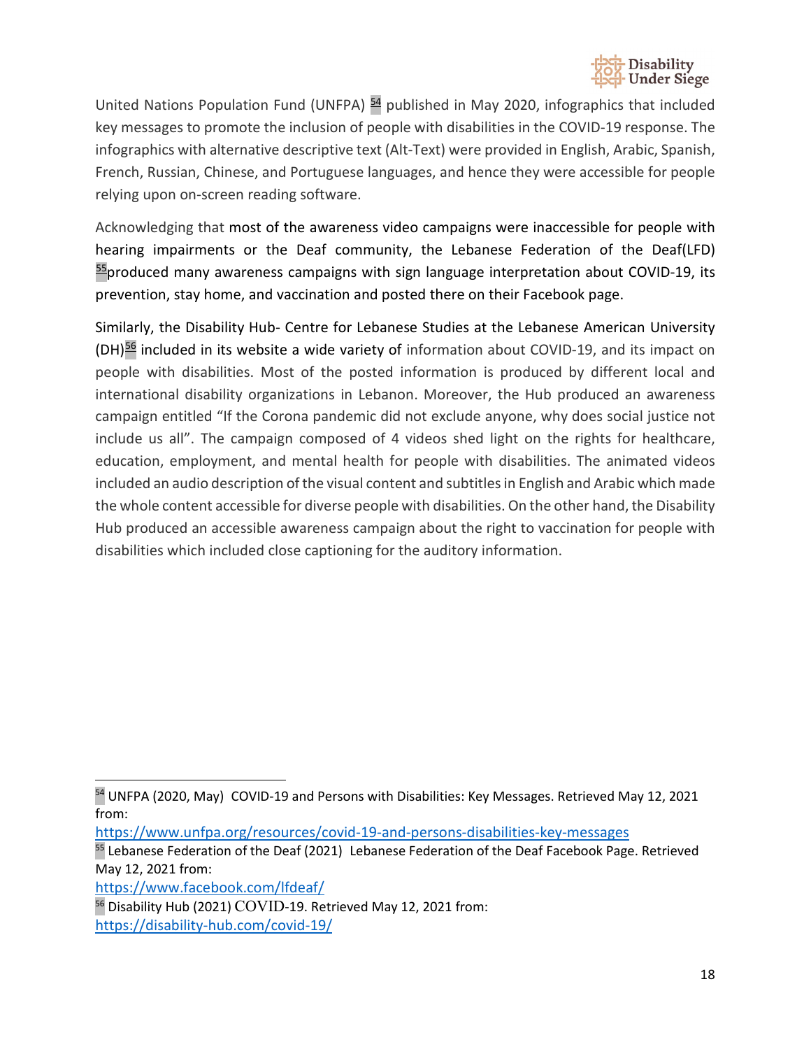United Nations Population Fund (UNFPA) [54] published in May 2020, infographics that included key messages to promote the inclusion of people with disabilities in the COVID-19 response. The infographics with alternative descriptive text (Alt-Text) were provided in English, Arabic, Spanish, French, Russian, Chinese, and Portuguese languages, and hence they were accessible for people relying upon on-screen reading software.

Acknowledging that most of the awareness video campaigns were inaccessible for people with hearing impairments or the Deaf community, the Lebanese Federation of the Deaf(LFD) [55]produced many awareness campaigns with sign language interpretation about COVID-19, its prevention, stay home, and vaccination and posted there on their Facebook page.

Similarly, the Disability Hub- Centre for Lebanese Studies at the Lebanese American University (DH)[56] included in its website a wide variety of information about COVID-19, and its impact on people with disabilities. Most of the posted information is produced by different local and international disability organizations in Lebanon. Moreover, the Hub produced an awareness campaign entitled "If the Corona pandemic did not exclude anyone, why does social justice not include us all". The campaign composed of 4 videos shed light on the rights for healthcare, education, employment, and mental health for people with disabilities. The animated videos included an audio description of the visual content and subtitles in English and Arabic which made the whole content accessible for diverse people with disabilities. On the other hand, the Disability Hub produced an accessible awareness campaign about the right to vaccination for people with disabilities which included close captioning for the auditory information.

---

[54] UNFPA (2020, May) COVID-19 and Persons with Disabilities: Key Messages. Retrieved May 12, 2021 from: https://www.unfpa.org/resources/covid-19-and-persons-disabilities-key-messages

[55] Lebanese Federation of the Deaf (2021) Lebanese Federation of the Deaf Facebook Page. Retrieved May 12, 2021 from: https://www.facebook.com/lfdeaf/

[56] Disability Hub (2021) COVID-19. Retrieved May 12, 2021 from: https://disability-hub.com/covid-19/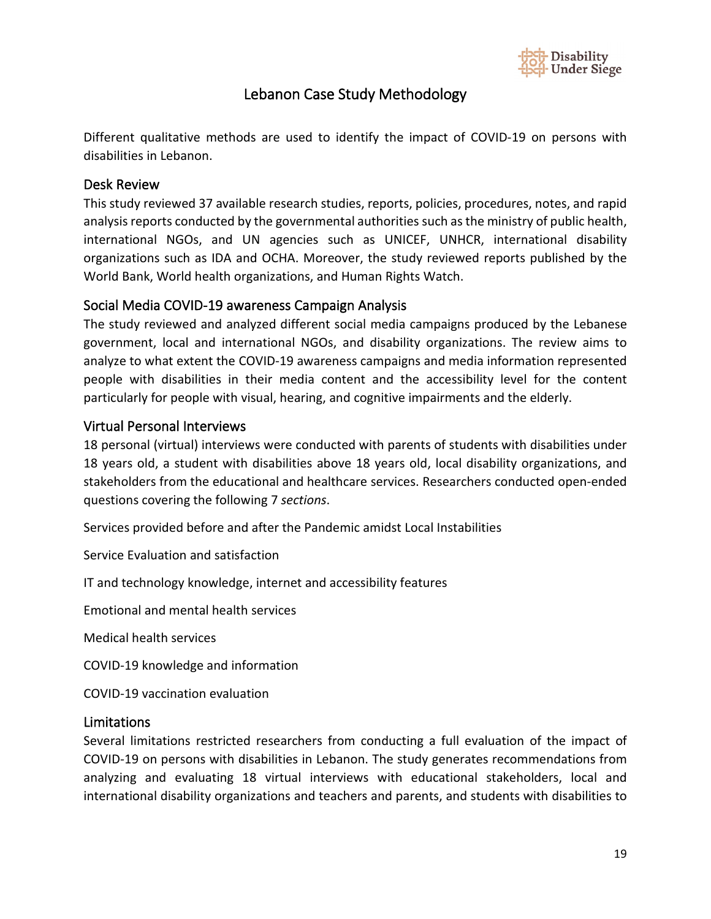# Lebanon Case Study Methodology

Different qualitative methods are used to identify the impact of COVID-19 on persons with disabilities in Lebanon.

## Desk Review

This study reviewed 37 available research studies, reports, policies, procedures, notes, and rapid analysis reports conducted by the governmental authorities such as the ministry of public health, international NGOs, and UN agencies such as UNICEF, UNHCR, international disability organizations such as IDA and OCHA. Moreover, the study reviewed reports published by the World Bank, World health organizations, and Human Rights Watch.

## Social Media COVID-19 awareness Campaign Analysis

The study reviewed and analyzed different social media campaigns produced by the Lebanese government, local and international NGOs, and disability organizations. The review aims to analyze to what extent the COVID-19 awareness campaigns and media information represented people with disabilities in their media content and the accessibility level for the content particularly for people with visual, hearing, and cognitive impairments and the elderly.

## Virtual Personal Interviews

18 personal (virtual) interviews were conducted with parents of students with disabilities under 18 years old, a student with disabilities above 18 years old, local disability organizations, and stakeholders from the educational and healthcare services. Researchers conducted open-ended questions covering the following 7 *sections*.

Services provided before and after the Pandemic amidst Local Instabilities

Service Evaluation and satisfaction

IT and technology knowledge, internet and accessibility features

Emotional and mental health services

Medical health services

COVID-19 knowledge and information

COVID-19 vaccination evaluation

## Limitations

Several limitations restricted researchers from conducting a full evaluation of the impact of COVID-19 on persons with disabilities in Lebanon. The study generates recommendations from analyzing and evaluating 18 virtual interviews with educational stakeholders, local and international disability organizations and teachers and parents, and students with disabilities to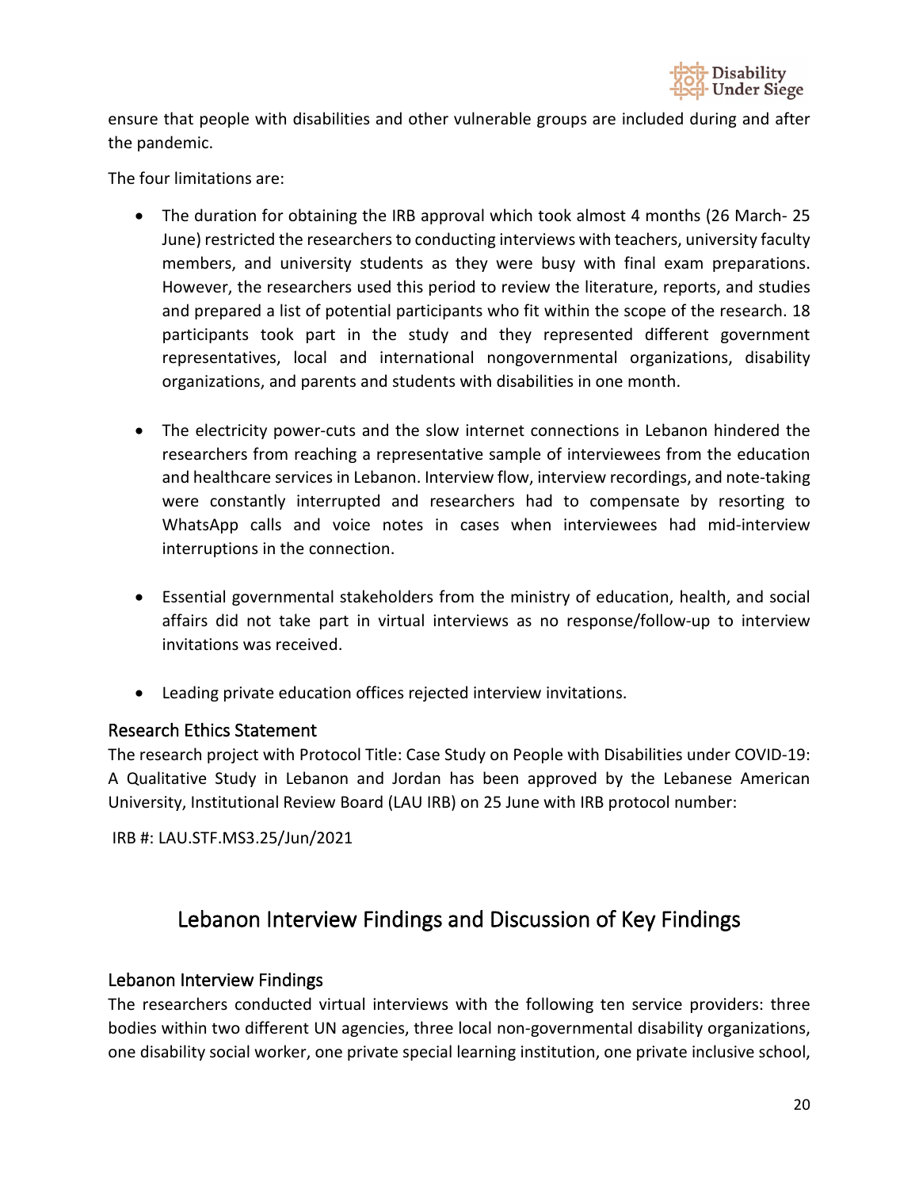ensure that people with disabilities and other vulnerable groups are included during and after the pandemic.

The four limitations are:

- The duration for obtaining the IRB approval which took almost 4 months (26 March- 25 June) restricted the researchers to conducting interviews with teachers, university faculty members, and university students as they were busy with final exam preparations. However, the researchers used this period to review the literature, reports, and studies and prepared a list of potential participants who fit within the scope of the research. 18 participants took part in the study and they represented different government representatives, local and international nongovernmental organizations, disability organizations, and parents and students with disabilities in one month.

- The electricity power-cuts and the slow internet connections in Lebanon hindered the researchers from reaching a representative sample of interviewees from the education and healthcare services in Lebanon. Interview flow, interview recordings, and note-taking were constantly interrupted and researchers had to compensate by resorting to WhatsApp calls and voice notes in cases when interviewees had mid-interview interruptions in the connection.

- Essential governmental stakeholders from the ministry of education, health, and social affairs did not take part in virtual interviews as no response/follow-up to interview invitations was received.

- Leading private education offices rejected interview invitations.

### Research Ethics Statement

The research project with Protocol Title: Case Study on People with Disabilities under COVID-19: A Qualitative Study in Lebanon and Jordan has been approved by the Lebanese American University, Institutional Review Board (LAU IRB) on 25 June with IRB protocol number:

IRB #: LAU.STF.MS3.25/Jun/2021

## Lebanon Interview Findings and Discussion of Key Findings

### Lebanon Interview Findings

The researchers conducted virtual interviews with the following ten service providers: three bodies within two different UN agencies, three local non-governmental disability organizations, one disability social worker, one private special learning institution, one private inclusive school,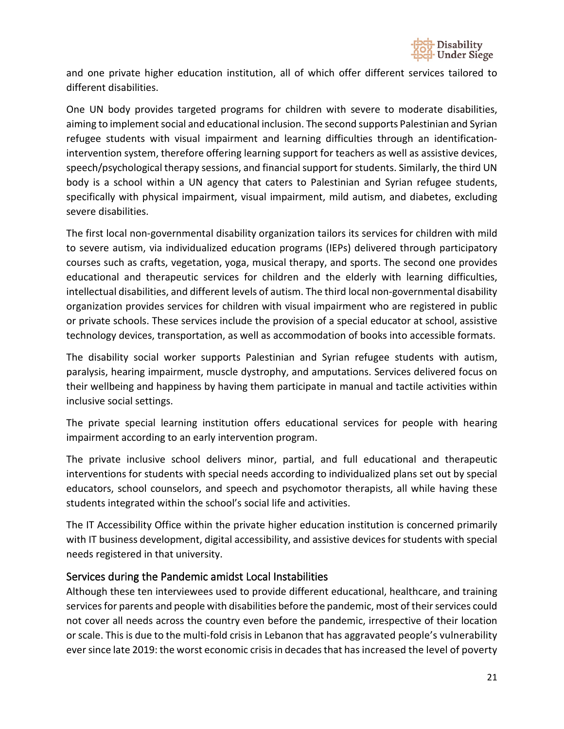and one private higher education institution, all of which offer different services tailored to different disabilities.

One UN body provides targeted programs for children with severe to moderate disabilities, aiming to implement social and educational inclusion. The second supports Palestinian and Syrian refugee students with visual impairment and learning difficulties through an identification-intervention system, therefore offering learning support for teachers as well as assistive devices, speech/psychological therapy sessions, and financial support for students. Similarly, the third UN body is a school within a UN agency that caters to Palestinian and Syrian refugee students, specifically with physical impairment, visual impairment, mild autism, and diabetes, excluding severe disabilities.

The first local non-governmental disability organization tailors its services for children with mild to severe autism, via individualized education programs (IEPs) delivered through participatory courses such as crafts, vegetation, yoga, musical therapy, and sports. The second one provides educational and therapeutic services for children and the elderly with learning difficulties, intellectual disabilities, and different levels of autism. The third local non-governmental disability organization provides services for children with visual impairment who are registered in public or private schools. These services include the provision of a special educator at school, assistive technology devices, transportation, as well as accommodation of books into accessible formats.

The disability social worker supports Palestinian and Syrian refugee students with autism, paralysis, hearing impairment, muscle dystrophy, and amputations. Services delivered focus on their wellbeing and happiness by having them participate in manual and tactile activities within inclusive social settings.

The private special learning institution offers educational services for people with hearing impairment according to an early intervention program.

The private inclusive school delivers minor, partial, and full educational and therapeutic interventions for students with special needs according to individualized plans set out by special educators, school counselors, and speech and psychomotor therapists, all while having these students integrated within the school's social life and activities.

The IT Accessibility Office within the private higher education institution is concerned primarily with IT business development, digital accessibility, and assistive devices for students with special needs registered in that university.

### Services during the Pandemic amidst Local Instabilities

Although these ten interviewees used to provide different educational, healthcare, and training services for parents and people with disabilities before the pandemic, most of their services could not cover all needs across the country even before the pandemic, irrespective of their location or scale. This is due to the multi-fold crisis in Lebanon that has aggravated people's vulnerability ever since late 2019: the worst economic crisis in decades that has increased the level of poverty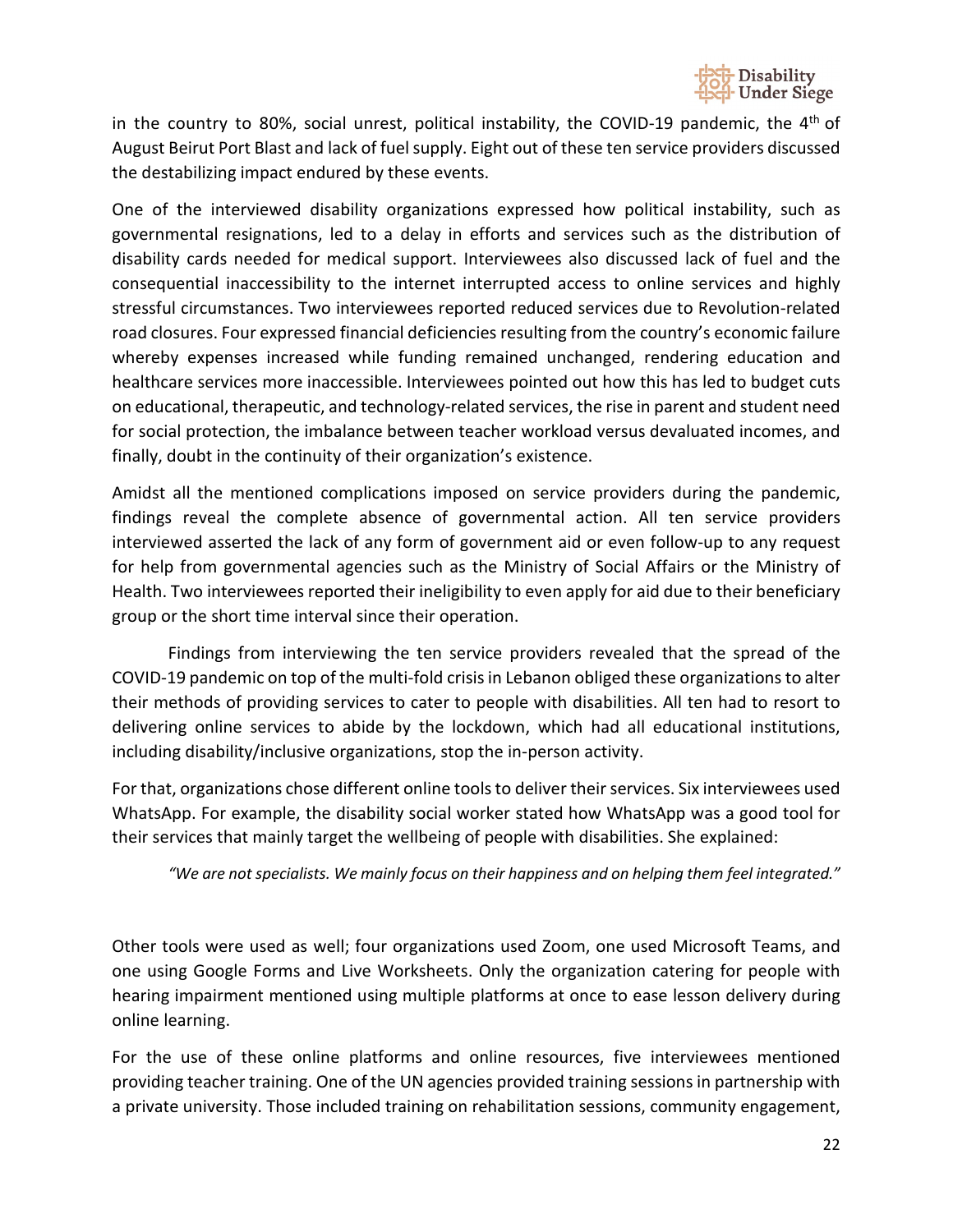in the country to 80%, social unrest, political instability, the COVID-19 pandemic, the 4th of August Beirut Port Blast and lack of fuel supply. Eight out of these ten service providers discussed the destabilizing impact endured by these events.

One of the interviewed disability organizations expressed how political instability, such as governmental resignations, led to a delay in efforts and services such as the distribution of disability cards needed for medical support. Interviewees also discussed lack of fuel and the consequential inaccessibility to the internet interrupted access to online services and highly stressful circumstances. Two interviewees reported reduced services due to Revolution-related road closures. Four expressed financial deficiencies resulting from the country's economic failure whereby expenses increased while funding remained unchanged, rendering education and healthcare services more inaccessible. Interviewees pointed out how this has led to budget cuts on educational, therapeutic, and technology-related services, the rise in parent and student need for social protection, the imbalance between teacher workload versus devaluated incomes, and finally, doubt in the continuity of their organization's existence.

Amidst all the mentioned complications imposed on service providers during the pandemic, findings reveal the complete absence of governmental action. All ten service providers interviewed asserted the lack of any form of government aid or even follow-up to any request for help from governmental agencies such as the Ministry of Social Affairs or the Ministry of Health. Two interviewees reported their ineligibility to even apply for aid due to their beneficiary group or the short time interval since their operation.

Findings from interviewing the ten service providers revealed that the spread of the COVID-19 pandemic on top of the multi-fold crisis in Lebanon obliged these organizations to alter their methods of providing services to cater to people with disabilities. All ten had to resort to delivering online services to abide by the lockdown, which had all educational institutions, including disability/inclusive organizations, stop the in-person activity.

For that, organizations chose different online tools to deliver their services. Six interviewees used WhatsApp. For example, the disability social worker stated how WhatsApp was a good tool for their services that mainly target the wellbeing of people with disabilities. She explained:

> *"We are not specialists. We mainly focus on their happiness and on helping them feel integrated."*

Other tools were used as well; four organizations used Zoom, one used Microsoft Teams, and one using Google Forms and Live Worksheets. Only the organization catering for people with hearing impairment mentioned using multiple platforms at once to ease lesson delivery during online learning.

For the use of these online platforms and online resources, five interviewees mentioned providing teacher training. One of the UN agencies provided training sessions in partnership with a private university. Those included training on rehabilitation sessions, community engagement,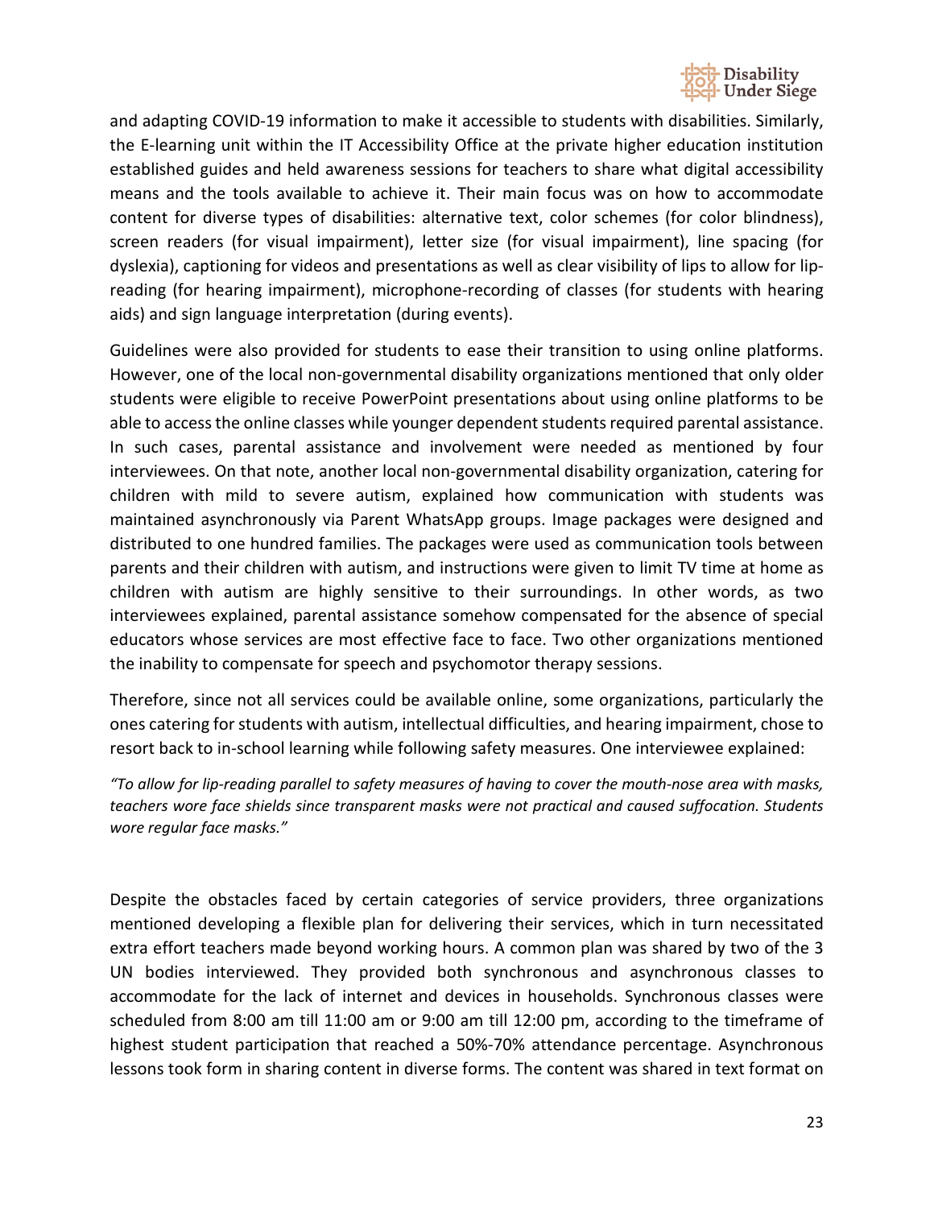and adapting COVID-19 information to make it accessible to students with disabilities. Similarly, the E-learning unit within the IT Accessibility Office at the private higher education institution established guides and held awareness sessions for teachers to share what digital accessibility means and the tools available to achieve it. Their main focus was on how to accommodate content for diverse types of disabilities: alternative text, color schemes (for color blindness), screen readers (for visual impairment), letter size (for visual impairment), line spacing (for dyslexia), captioning for videos and presentations as well as clear visibility of lips to allow for lip-reading (for hearing impairment), microphone-recording of classes (for students with hearing aids) and sign language interpretation (during events).

Guidelines were also provided for students to ease their transition to using online platforms. However, one of the local non-governmental disability organizations mentioned that only older students were eligible to receive PowerPoint presentations about using online platforms to be able to access the online classes while younger dependent students required parental assistance. In such cases, parental assistance and involvement were needed as mentioned by four interviewees. On that note, another local non-governmental disability organization, catering for children with mild to severe autism, explained how communication with students was maintained asynchronously via Parent WhatsApp groups. Image packages were designed and distributed to one hundred families. The packages were used as communication tools between parents and their children with autism, and instructions were given to limit TV time at home as children with autism are highly sensitive to their surroundings. In other words, as two interviewees explained, parental assistance somehow compensated for the absence of special educators whose services are most effective face to face. Two other organizations mentioned the inability to compensate for speech and psychomotor therapy sessions.

Therefore, since not all services could be available online, some organizations, particularly the ones catering for students with autism, intellectual difficulties, and hearing impairment, chose to resort back to in-school learning while following safety measures. One interviewee explained:

*"To allow for lip-reading parallel to safety measures of having to cover the mouth-nose area with masks, teachers wore face shields since transparent masks were not practical and caused suffocation. Students wore regular face masks."*

Despite the obstacles faced by certain categories of service providers, three organizations mentioned developing a flexible plan for delivering their services, which in turn necessitated extra effort teachers made beyond working hours. A common plan was shared by two of the 3 UN bodies interviewed. They provided both synchronous and asynchronous classes to accommodate for the lack of internet and devices in households. Synchronous classes were scheduled from 8:00 am till 11:00 am or 9:00 am till 12:00 pm, according to the timeframe of highest student participation that reached a 50%-70% attendance percentage. Asynchronous lessons took form in sharing content in diverse forms. The content was shared in text format on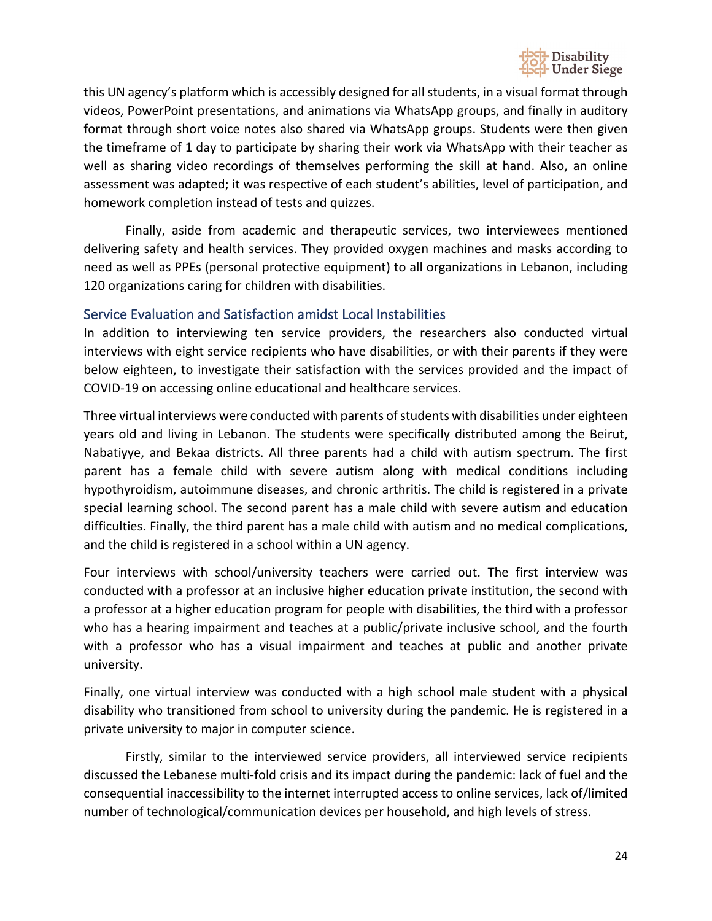this UN agency's platform which is accessibly designed for all students, in a visual format through videos, PowerPoint presentations, and animations via WhatsApp groups, and finally in auditory format through short voice notes also shared via WhatsApp groups. Students were then given the timeframe of 1 day to participate by sharing their work via WhatsApp with their teacher as well as sharing video recordings of themselves performing the skill at hand. Also, an online assessment was adapted; it was respective of each student's abilities, level of participation, and homework completion instead of tests and quizzes.

Finally, aside from academic and therapeutic services, two interviewees mentioned delivering safety and health services. They provided oxygen machines and masks according to need as well as PPEs (personal protective equipment) to all organizations in Lebanon, including 120 organizations caring for children with disabilities.

## Service Evaluation and Satisfaction amidst Local Instabilities

In addition to interviewing ten service providers, the researchers also conducted virtual interviews with eight service recipients who have disabilities, or with their parents if they were below eighteen, to investigate their satisfaction with the services provided and the impact of COVID-19 on accessing online educational and healthcare services.

Three virtual interviews were conducted with parents of students with disabilities under eighteen years old and living in Lebanon. The students were specifically distributed among the Beirut, Nabatiyye, and Bekaa districts. All three parents had a child with autism spectrum. The first parent has a female child with severe autism along with medical conditions including hypothyroidism, autoimmune diseases, and chronic arthritis. The child is registered in a private special learning school. The second parent has a male child with severe autism and education difficulties. Finally, the third parent has a male child with autism and no medical complications, and the child is registered in a school within a UN agency.

Four interviews with school/university teachers were carried out. The first interview was conducted with a professor at an inclusive higher education private institution, the second with a professor at a higher education program for people with disabilities, the third with a professor who has a hearing impairment and teaches at a public/private inclusive school, and the fourth with a professor who has a visual impairment and teaches at public and another private university.

Finally, one virtual interview was conducted with a high school male student with a physical disability who transitioned from school to university during the pandemic. He is registered in a private university to major in computer science.

Firstly, similar to the interviewed service providers, all interviewed service recipients discussed the Lebanese multi-fold crisis and its impact during the pandemic: lack of fuel and the consequential inaccessibility to the internet interrupted access to online services, lack of/limited number of technological/communication devices per household, and high levels of stress.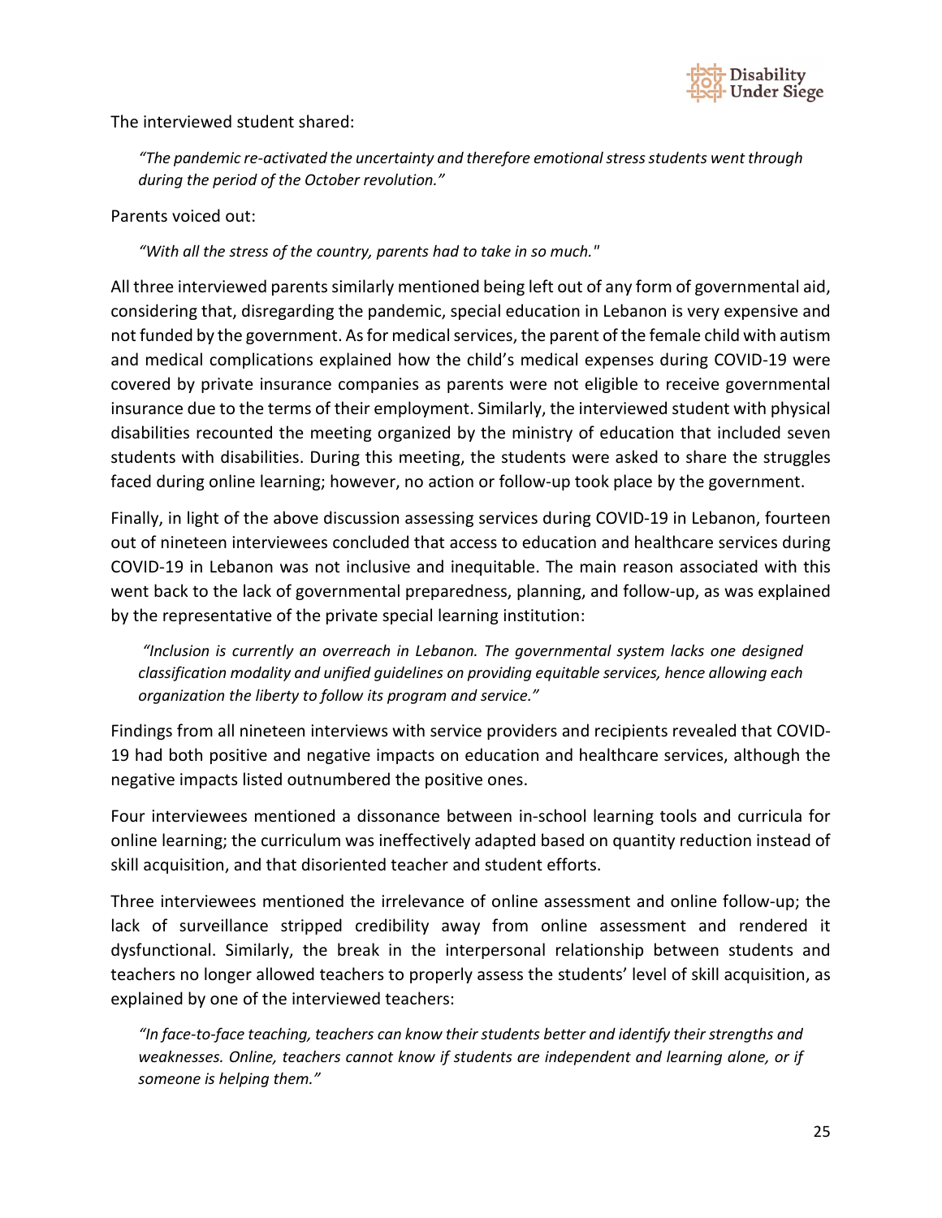The interviewed student shared:

> *"The pandemic re-activated the uncertainty and therefore emotional stress students went through during the period of the October revolution."*

Parents voiced out:

> *"With all the stress of the country, parents had to take in so much."*

All three interviewed parents similarly mentioned being left out of any form of governmental aid, considering that, disregarding the pandemic, special education in Lebanon is very expensive and not funded by the government. As for medical services, the parent of the female child with autism and medical complications explained how the child's medical expenses during COVID-19 were covered by private insurance companies as parents were not eligible to receive governmental insurance due to the terms of their employment. Similarly, the interviewed student with physical disabilities recounted the meeting organized by the ministry of education that included seven students with disabilities. During this meeting, the students were asked to share the struggles faced during online learning; however, no action or follow-up took place by the government.

Finally, in light of the above discussion assessing services during COVID-19 in Lebanon, fourteen out of nineteen interviewees concluded that access to education and healthcare services during COVID-19 in Lebanon was not inclusive and inequitable. The main reason associated with this went back to the lack of governmental preparedness, planning, and follow-up, as was explained by the representative of the private special learning institution:

> *"Inclusion is currently an overreach in Lebanon. The governmental system lacks one designed classification modality and unified guidelines on providing equitable services, hence allowing each organization the liberty to follow its program and service."*

Findings from all nineteen interviews with service providers and recipients revealed that COVID-19 had both positive and negative impacts on education and healthcare services, although the negative impacts listed outnumbered the positive ones.

Four interviewees mentioned a dissonance between in-school learning tools and curricula for online learning; the curriculum was ineffectively adapted based on quantity reduction instead of skill acquisition, and that disoriented teacher and student efforts.

Three interviewees mentioned the irrelevance of online assessment and online follow-up; the lack of surveillance stripped credibility away from online assessment and rendered it dysfunctional. Similarly, the break in the interpersonal relationship between students and teachers no longer allowed teachers to properly assess the students' level of skill acquisition, as explained by one of the interviewed teachers:

> *"In face-to-face teaching, teachers can know their students better and identify their strengths and weaknesses. Online, teachers cannot know if students are independent and learning alone, or if someone is helping them."*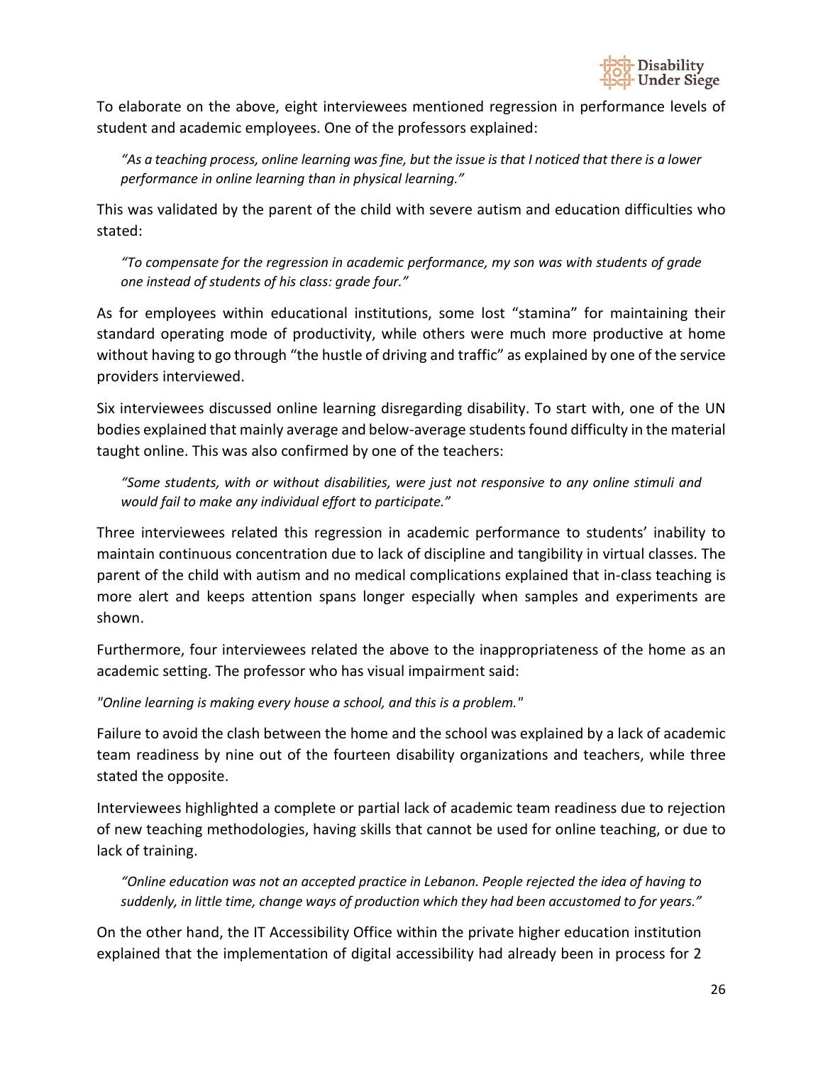To elaborate on the above, eight interviewees mentioned regression in performance levels of student and academic employees. One of the professors explained:

> *"As a teaching process, online learning was fine, but the issue is that I noticed that there is a lower performance in online learning than in physical learning."*

This was validated by the parent of the child with severe autism and education difficulties who stated:

> *"To compensate for the regression in academic performance, my son was with students of grade one instead of students of his class: grade four."*

As for employees within educational institutions, some lost "stamina" for maintaining their standard operating mode of productivity, while others were much more productive at home without having to go through "the hustle of driving and traffic" as explained by one of the service providers interviewed.

Six interviewees discussed online learning disregarding disability. To start with, one of the UN bodies explained that mainly average and below-average students found difficulty in the material taught online. This was also confirmed by one of the teachers:

> *"Some students, with or without disabilities, were just not responsive to any online stimuli and would fail to make any individual effort to participate."*

Three interviewees related this regression in academic performance to students' inability to maintain continuous concentration due to lack of discipline and tangibility in virtual classes. The parent of the child with autism and no medical complications explained that in-class teaching is more alert and keeps attention spans longer especially when samples and experiments are shown.

Furthermore, four interviewees related the above to the inappropriateness of the home as an academic setting. The professor who has visual impairment said:

*"Online learning is making every house a school, and this is a problem."*

Failure to avoid the clash between the home and the school was explained by a lack of academic team readiness by nine out of the fourteen disability organizations and teachers, while three stated the opposite.

Interviewees highlighted a complete or partial lack of academic team readiness due to rejection of new teaching methodologies, having skills that cannot be used for online teaching, or due to lack of training.

> *"Online education was not an accepted practice in Lebanon. People rejected the idea of having to suddenly, in little time, change ways of production which they had been accustomed to for years."*

On the other hand, the IT Accessibility Office within the private higher education institution explained that the implementation of digital accessibility had already been in process for 2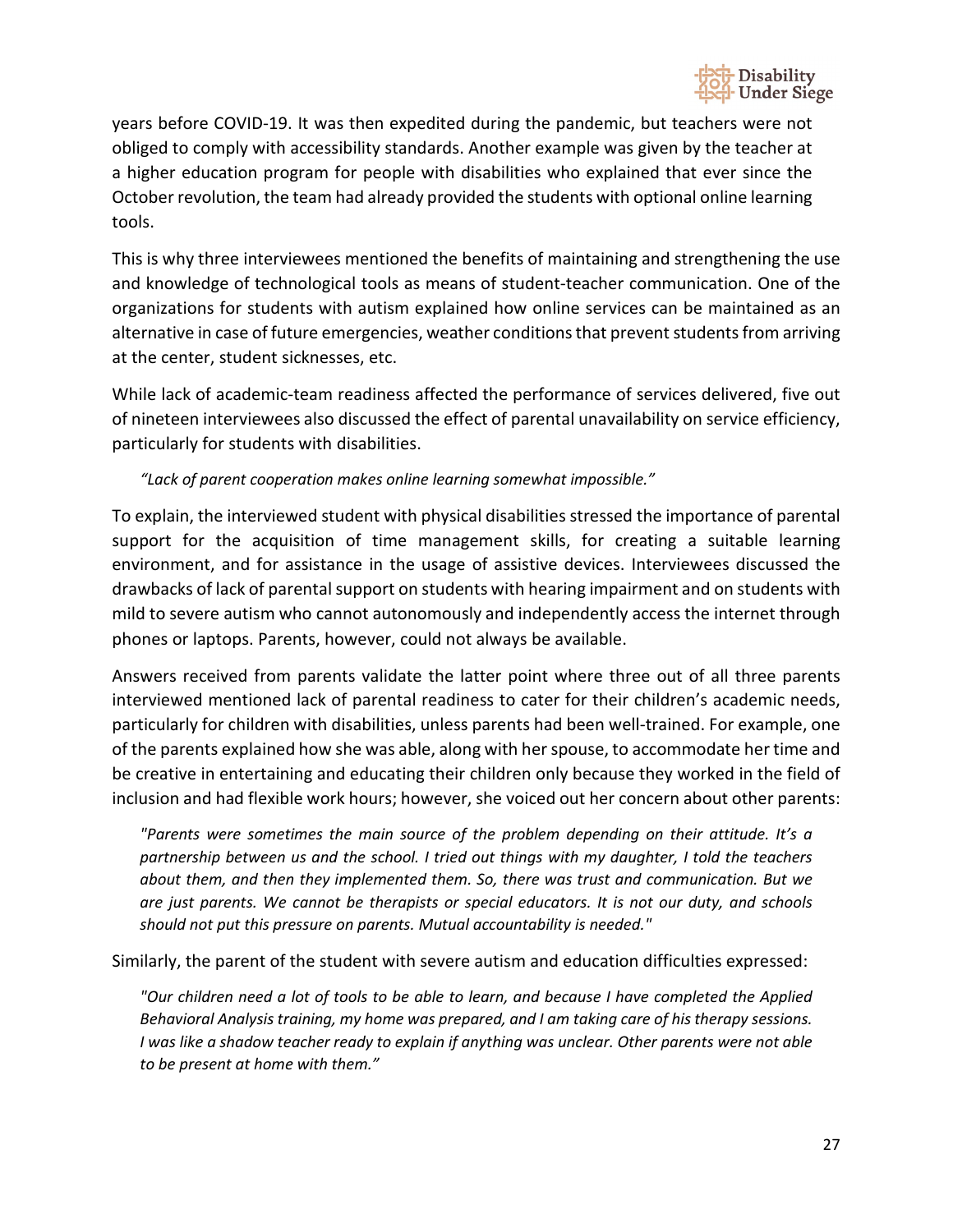years before COVID-19. It was then expedited during the pandemic, but teachers were not obliged to comply with accessibility standards. Another example was given by the teacher at a higher education program for people with disabilities who explained that ever since the October revolution, the team had already provided the students with optional online learning tools.

This is why three interviewees mentioned the benefits of maintaining and strengthening the use and knowledge of technological tools as means of student-teacher communication. One of the organizations for students with autism explained how online services can be maintained as an alternative in case of future emergencies, weather conditions that prevent students from arriving at the center, student sicknesses, etc.

While lack of academic-team readiness affected the performance of services delivered, five out of nineteen interviewees also discussed the effect of parental unavailability on service efficiency, particularly for students with disabilities.

> *"Lack of parent cooperation makes online learning somewhat impossible."*

To explain, the interviewed student with physical disabilities stressed the importance of parental support for the acquisition of time management skills, for creating a suitable learning environment, and for assistance in the usage of assistive devices. Interviewees discussed the drawbacks of lack of parental support on students with hearing impairment and on students with mild to severe autism who cannot autonomously and independently access the internet through phones or laptops. Parents, however, could not always be available.

Answers received from parents validate the latter point where three out of all three parents interviewed mentioned lack of parental readiness to cater for their children's academic needs, particularly for children with disabilities, unless parents had been well-trained. For example, one of the parents explained how she was able, along with her spouse, to accommodate her time and be creative in entertaining and educating their children only because they worked in the field of inclusion and had flexible work hours; however, she voiced out her concern about other parents:

> *"Parents were sometimes the main source of the problem depending on their attitude. It's a partnership between us and the school. I tried out things with my daughter, I told the teachers about them, and then they implemented them. So, there was trust and communication. But we are just parents. We cannot be therapists or special educators. It is not our duty, and schools should not put this pressure on parents. Mutual accountability is needed."*

Similarly, the parent of the student with severe autism and education difficulties expressed:

> *"Our children need a lot of tools to be able to learn, and because I have completed the Applied Behavioral Analysis training, my home was prepared, and I am taking care of his therapy sessions. I was like a shadow teacher ready to explain if anything was unclear. Other parents were not able to be present at home with them."*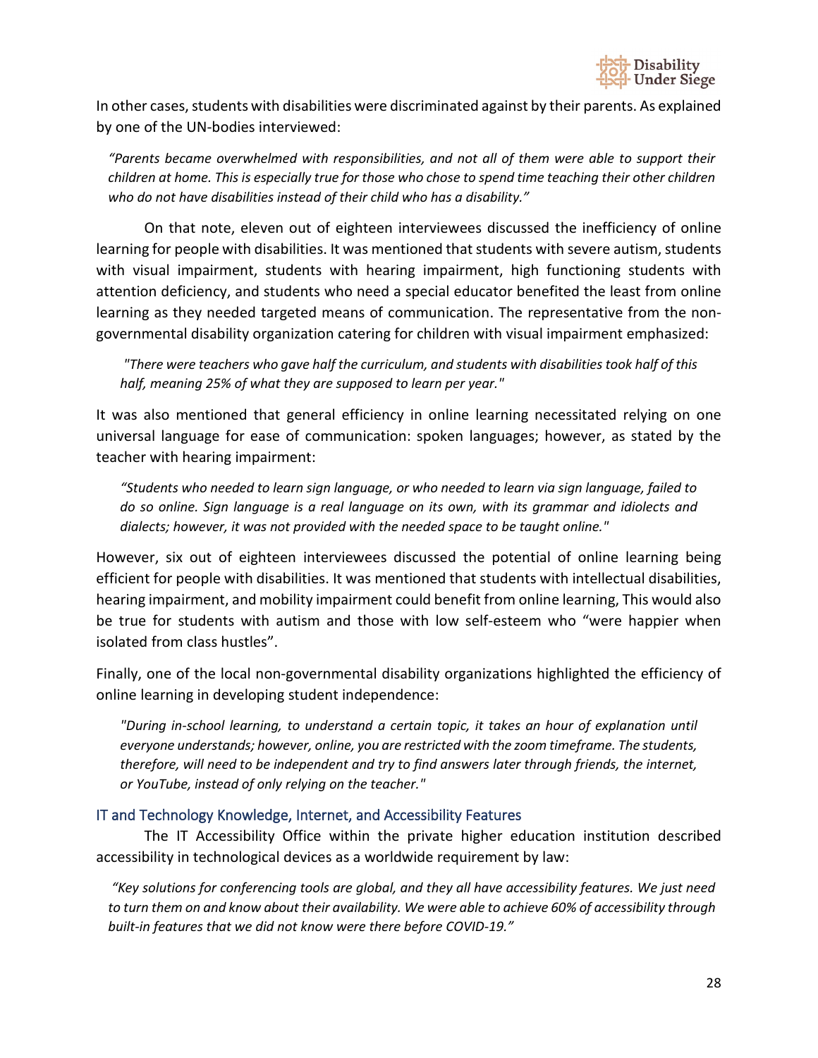In other cases, students with disabilities were discriminated against by their parents. As explained by one of the UN-bodies interviewed:

> *"Parents became overwhelmed with responsibilities, and not all of them were able to support their children at home. This is especially true for those who chose to spend time teaching their other children who do not have disabilities instead of their child who has a disability."*

On that note, eleven out of eighteen interviewees discussed the inefficiency of online learning for people with disabilities. It was mentioned that students with severe autism, students with visual impairment, students with hearing impairment, high functioning students with attention deficiency, and students who need a special educator benefited the least from online learning as they needed targeted means of communication. The representative from the non-governmental disability organization catering for children with visual impairment emphasized:

> *"There were teachers who gave half the curriculum, and students with disabilities took half of this half, meaning 25% of what they are supposed to learn per year."*

It was also mentioned that general efficiency in online learning necessitated relying on one universal language for ease of communication: spoken languages; however, as stated by the teacher with hearing impairment:

> *"Students who needed to learn sign language, or who needed to learn via sign language, failed to do so online. Sign language is a real language on its own, with its grammar and idiolects and dialects; however, it was not provided with the needed space to be taught online."*

However, six out of eighteen interviewees discussed the potential of online learning being efficient for people with disabilities. It was mentioned that students with intellectual disabilities, hearing impairment, and mobility impairment could benefit from online learning, This would also be true for students with autism and those with low self-esteem who "were happier when isolated from class hustles".

Finally, one of the local non-governmental disability organizations highlighted the efficiency of online learning in developing student independence:

> *"During in-school learning, to understand a certain topic, it takes an hour of explanation until everyone understands; however, online, you are restricted with the zoom timeframe. The students, therefore, will need to be independent and try to find answers later through friends, the internet, or YouTube, instead of only relying on the teacher."*

### IT and Technology Knowledge, Internet, and Accessibility Features

The IT Accessibility Office within the private higher education institution described accessibility in technological devices as a worldwide requirement by law:

> *"Key solutions for conferencing tools are global, and they all have accessibility features. We just need to turn them on and know about their availability. We were able to achieve 60% of accessibility through built-in features that we did not know were there before COVID-19."*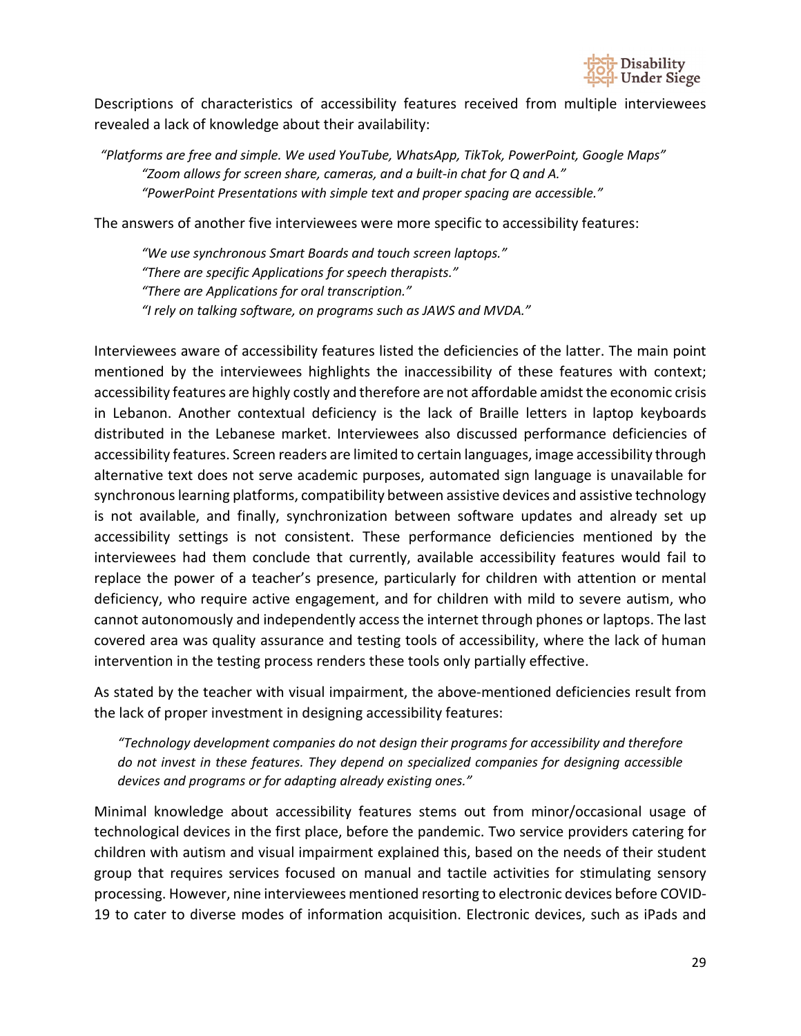Descriptions of characteristics of accessibility features received from multiple interviewees revealed a lack of knowledge about their availability:

> *"Platforms are free and simple. We used YouTube, WhatsApp, TikTok, PowerPoint, Google Maps"*
> *"Zoom allows for screen share, cameras, and a built-in chat for Q and A."*
> *"PowerPoint Presentations with simple text and proper spacing are accessible."*

The answers of another five interviewees were more specific to accessibility features:

> *"We use synchronous Smart Boards and touch screen laptops."*
> *"There are specific Applications for speech therapists."*
> *"There are Applications for oral transcription."*
> *"I rely on talking software, on programs such as JAWS and MVDA."*

Interviewees aware of accessibility features listed the deficiencies of the latter. The main point mentioned by the interviewees highlights the inaccessibility of these features with context; accessibility features are highly costly and therefore are not affordable amidst the economic crisis in Lebanon. Another contextual deficiency is the lack of Braille letters in laptop keyboards distributed in the Lebanese market. Interviewees also discussed performance deficiencies of accessibility features. Screen readers are limited to certain languages, image accessibility through alternative text does not serve academic purposes, automated sign language is unavailable for synchronous learning platforms, compatibility between assistive devices and assistive technology is not available, and finally, synchronization between software updates and already set up accessibility settings is not consistent. These performance deficiencies mentioned by the interviewees had them conclude that currently, available accessibility features would fail to replace the power of a teacher's presence, particularly for children with attention or mental deficiency, who require active engagement, and for children with mild to severe autism, who cannot autonomously and independently access the internet through phones or laptops. The last covered area was quality assurance and testing tools of accessibility, where the lack of human intervention in the testing process renders these tools only partially effective.

As stated by the teacher with visual impairment, the above-mentioned deficiencies result from the lack of proper investment in designing accessibility features:

> *"Technology development companies do not design their programs for accessibility and therefore do not invest in these features. They depend on specialized companies for designing accessible devices and programs or for adapting already existing ones."*

Minimal knowledge about accessibility features stems out from minor/occasional usage of technological devices in the first place, before the pandemic. Two service providers catering for children with autism and visual impairment explained this, based on the needs of their student group that requires services focused on manual and tactile activities for stimulating sensory processing. However, nine interviewees mentioned resorting to electronic devices before COVID-19 to cater to diverse modes of information acquisition. Electronic devices, such as iPads and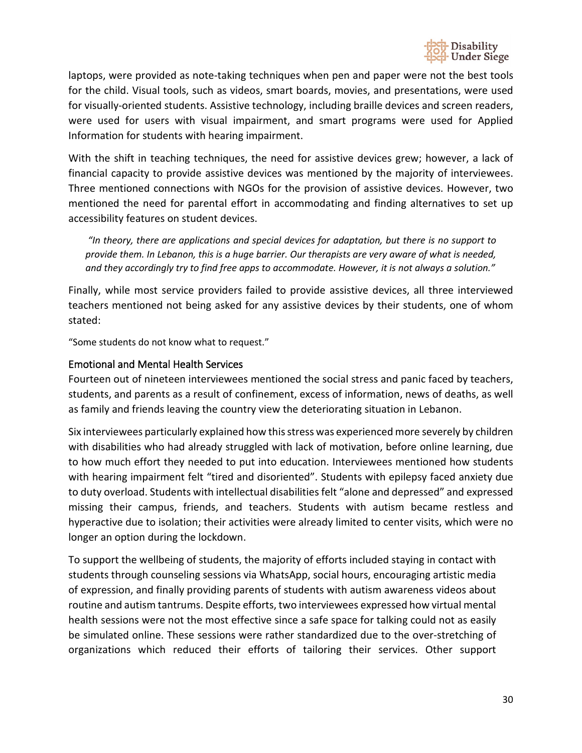laptops, were provided as note-taking techniques when pen and paper were not the best tools for the child. Visual tools, such as videos, smart boards, movies, and presentations, were used for visually-oriented students. Assistive technology, including braille devices and screen readers, were used for users with visual impairment, and smart programs were used for Applied Information for students with hearing impairment.

With the shift in teaching techniques, the need for assistive devices grew; however, a lack of financial capacity to provide assistive devices was mentioned by the majority of interviewees. Three mentioned connections with NGOs for the provision of assistive devices. However, two mentioned the need for parental effort in accommodating and finding alternatives to set up accessibility features on student devices.

> *"In theory, there are applications and special devices for adaptation, but there is no support to provide them. In Lebanon, this is a huge barrier. Our therapists are very aware of what is needed, and they accordingly try to find free apps to accommodate. However, it is not always a solution."*

Finally, while most service providers failed to provide assistive devices, all three interviewed teachers mentioned not being asked for any assistive devices by their students, one of whom stated:

"Some students do not know what to request."

### Emotional and Mental Health Services

Fourteen out of nineteen interviewees mentioned the social stress and panic faced by teachers, students, and parents as a result of confinement, excess of information, news of deaths, as well as family and friends leaving the country view the deteriorating situation in Lebanon.

Six interviewees particularly explained how this stress was experienced more severely by children with disabilities who had already struggled with lack of motivation, before online learning, due to how much effort they needed to put into education. Interviewees mentioned how students with hearing impairment felt "tired and disoriented". Students with epilepsy faced anxiety due to duty overload. Students with intellectual disabilities felt "alone and depressed" and expressed missing their campus, friends, and teachers. Students with autism became restless and hyperactive due to isolation; their activities were already limited to center visits, which were no longer an option during the lockdown.

To support the wellbeing of students, the majority of efforts included staying in contact with students through counseling sessions via WhatsApp, social hours, encouraging artistic media of expression, and finally providing parents of students with autism awareness videos about routine and autism tantrums. Despite efforts, two interviewees expressed how virtual mental health sessions were not the most effective since a safe space for talking could not as easily be simulated online. These sessions were rather standardized due to the over-stretching of organizations which reduced their efforts of tailoring their services. Other support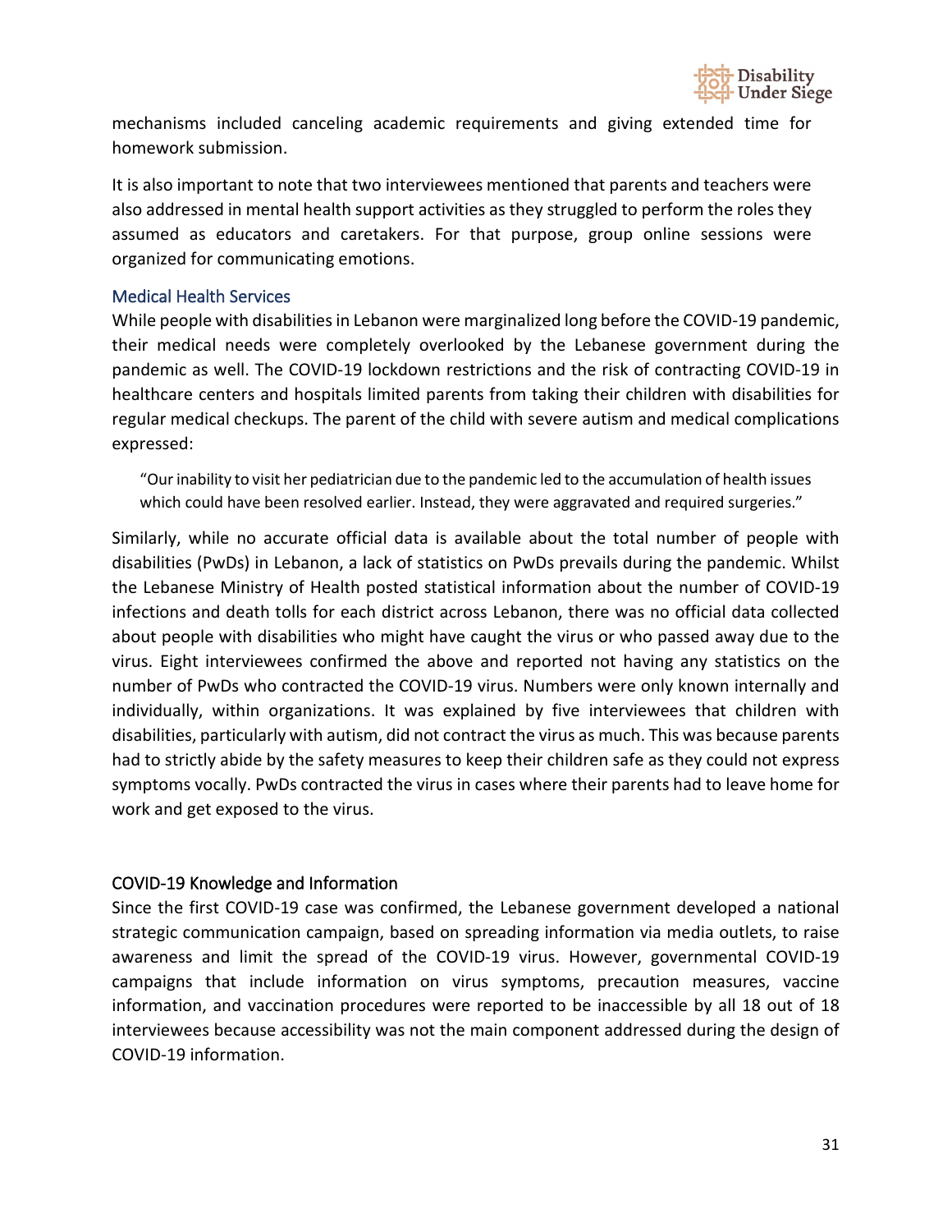mechanisms included canceling academic requirements and giving extended time for homework submission.

It is also important to note that two interviewees mentioned that parents and teachers were also addressed in mental health support activities as they struggled to perform the roles they assumed as educators and caretakers. For that purpose, group online sessions were organized for communicating emotions.

### Medical Health Services

While people with disabilities in Lebanon were marginalized long before the COVID-19 pandemic, their medical needs were completely overlooked by the Lebanese government during the pandemic as well. The COVID-19 lockdown restrictions and the risk of contracting COVID-19 in healthcare centers and hospitals limited parents from taking their children with disabilities for regular medical checkups. The parent of the child with severe autism and medical complications expressed:

> "Our inability to visit her pediatrician due to the pandemic led to the accumulation of health issues which could have been resolved earlier. Instead, they were aggravated and required surgeries."

Similarly, while no accurate official data is available about the total number of people with disabilities (PwDs) in Lebanon, a lack of statistics on PwDs prevails during the pandemic. Whilst the Lebanese Ministry of Health posted statistical information about the number of COVID-19 infections and death tolls for each district across Lebanon, there was no official data collected about people with disabilities who might have caught the virus or who passed away due to the virus. Eight interviewees confirmed the above and reported not having any statistics on the number of PwDs who contracted the COVID-19 virus. Numbers were only known internally and individually, within organizations. It was explained by five interviewees that children with disabilities, particularly with autism, did not contract the virus as much. This was because parents had to strictly abide by the safety measures to keep their children safe as they could not express symptoms vocally. PwDs contracted the virus in cases where their parents had to leave home for work and get exposed to the virus.

### COVID-19 Knowledge and Information

Since the first COVID-19 case was confirmed, the Lebanese government developed a national strategic communication campaign, based on spreading information via media outlets, to raise awareness and limit the spread of the COVID-19 virus. However, governmental COVID-19 campaigns that include information on virus symptoms, precaution measures, vaccine information, and vaccination procedures were reported to be inaccessible by all 18 out of 18 interviewees because accessibility was not the main component addressed during the design of COVID-19 information.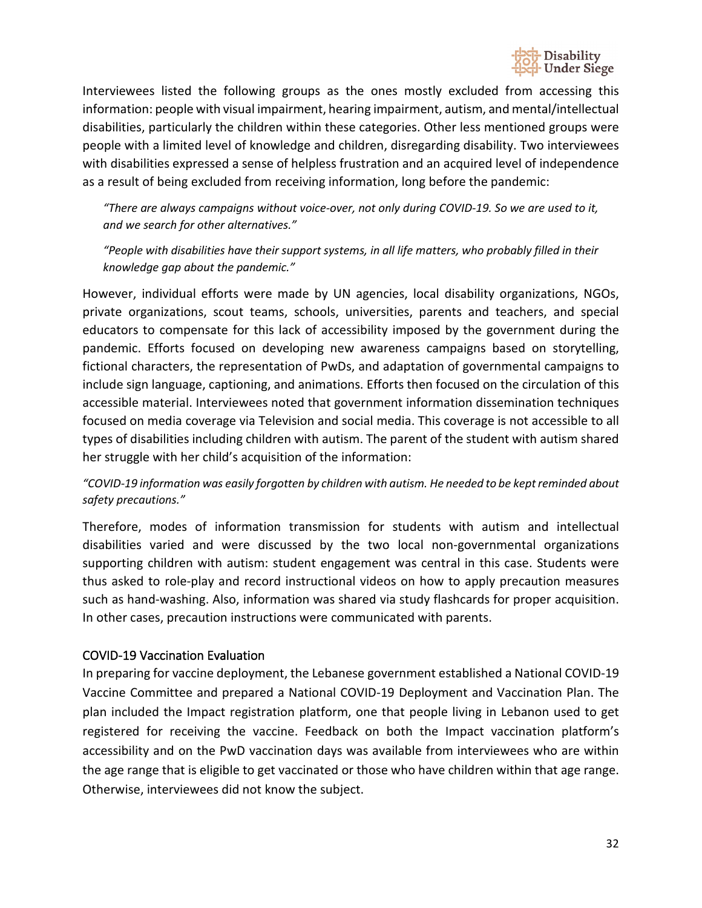Interviewees listed the following groups as the ones mostly excluded from accessing this information: people with visual impairment, hearing impairment, autism, and mental/intellectual disabilities, particularly the children within these categories. Other less mentioned groups were people with a limited level of knowledge and children, disregarding disability. Two interviewees with disabilities expressed a sense of helpless frustration and an acquired level of independence as a result of being excluded from receiving information, long before the pandemic:

> *"There are always campaigns without voice-over, not only during COVID-19. So we are used to it, and we search for other alternatives."*
>
> *"People with disabilities have their support systems, in all life matters, who probably filled in their knowledge gap about the pandemic."*

However, individual efforts were made by UN agencies, local disability organizations, NGOs, private organizations, scout teams, schools, universities, parents and teachers, and special educators to compensate for this lack of accessibility imposed by the government during the pandemic. Efforts focused on developing new awareness campaigns based on storytelling, fictional characters, the representation of PwDs, and adaptation of governmental campaigns to include sign language, captioning, and animations. Efforts then focused on the circulation of this accessible material. Interviewees noted that government information dissemination techniques focused on media coverage via Television and social media. This coverage is not accessible to all types of disabilities including children with autism. The parent of the student with autism shared her struggle with her child's acquisition of the information:

*"COVID-19 information was easily forgotten by children with autism. He needed to be kept reminded about safety precautions."*

Therefore, modes of information transmission for students with autism and intellectual disabilities varied and were discussed by the two local non-governmental organizations supporting children with autism: student engagement was central in this case. Students were thus asked to role-play and record instructional videos on how to apply precaution measures such as hand-washing. Also, information was shared via study flashcards for proper acquisition. In other cases, precaution instructions were communicated with parents.

### COVID-19 Vaccination Evaluation

In preparing for vaccine deployment, the Lebanese government established a National COVID-19 Vaccine Committee and prepared a National COVID-19 Deployment and Vaccination Plan. The plan included the Impact registration platform, one that people living in Lebanon used to get registered for receiving the vaccine. Feedback on both the Impact vaccination platform's accessibility and on the PwD vaccination days was available from interviewees who are within the age range that is eligible to get vaccinated or those who have children within that age range. Otherwise, interviewees did not know the subject.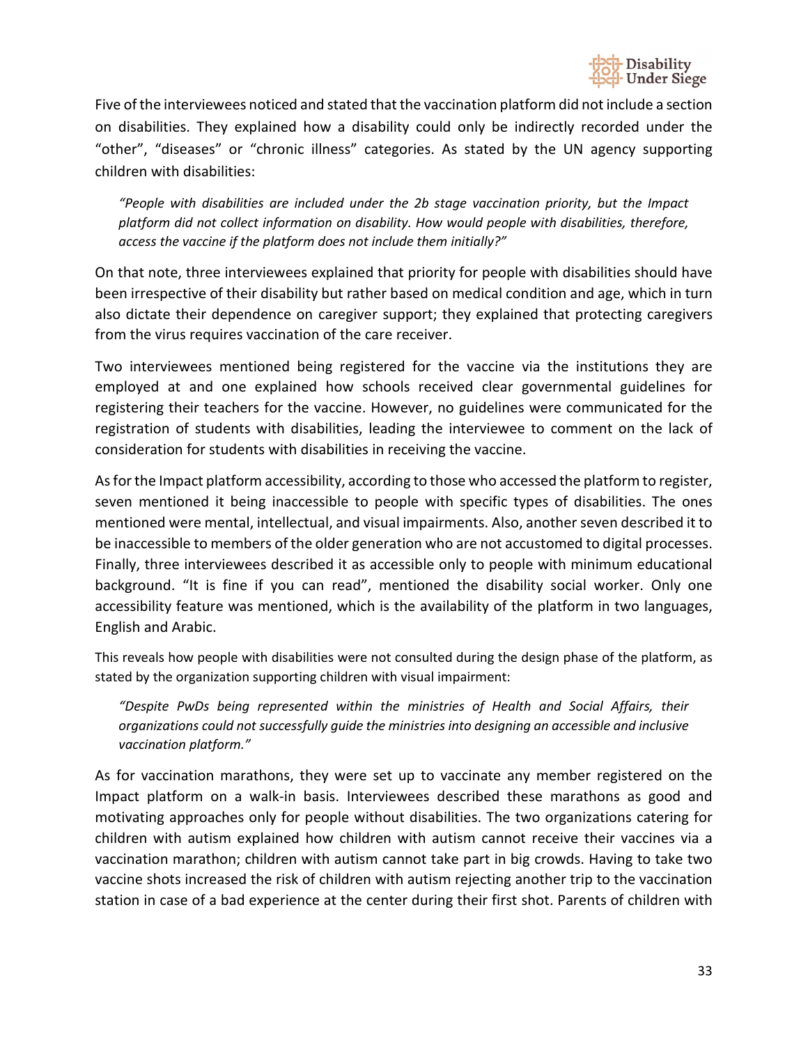Five of the interviewees noticed and stated that the vaccination platform did not include a section on disabilities. They explained how a disability could only be indirectly recorded under the "other", "diseases" or "chronic illness" categories. As stated by the UN agency supporting children with disabilities:

> *"People with disabilities are included under the 2b stage vaccination priority, but the Impact platform did not collect information on disability. How would people with disabilities, therefore, access the vaccine if the platform does not include them initially?"*

On that note, three interviewees explained that priority for people with disabilities should have been irrespective of their disability but rather based on medical condition and age, which in turn also dictate their dependence on caregiver support; they explained that protecting caregivers from the virus requires vaccination of the care receiver.

Two interviewees mentioned being registered for the vaccine via the institutions they are employed at and one explained how schools received clear governmental guidelines for registering their teachers for the vaccine. However, no guidelines were communicated for the registration of students with disabilities, leading the interviewee to comment on the lack of consideration for students with disabilities in receiving the vaccine.

As for the Impact platform accessibility, according to those who accessed the platform to register, seven mentioned it being inaccessible to people with specific types of disabilities. The ones mentioned were mental, intellectual, and visual impairments. Also, another seven described it to be inaccessible to members of the older generation who are not accustomed to digital processes. Finally, three interviewees described it as accessible only to people with minimum educational background. "It is fine if you can read", mentioned the disability social worker. Only one accessibility feature was mentioned, which is the availability of the platform in two languages, English and Arabic.

This reveals how people with disabilities were not consulted during the design phase of the platform, as stated by the organization supporting children with visual impairment:

> *"Despite PwDs being represented within the ministries of Health and Social Affairs, their organizations could not successfully guide the ministries into designing an accessible and inclusive vaccination platform."*

As for vaccination marathons, they were set up to vaccinate any member registered on the Impact platform on a walk-in basis. Interviewees described these marathons as good and motivating approaches only for people without disabilities. The two organizations catering for children with autism explained how children with autism cannot receive their vaccines via a vaccination marathon; children with autism cannot take part in big crowds. Having to take two vaccine shots increased the risk of children with autism rejecting another trip to the vaccination station in case of a bad experience at the center during their first shot. Parents of children with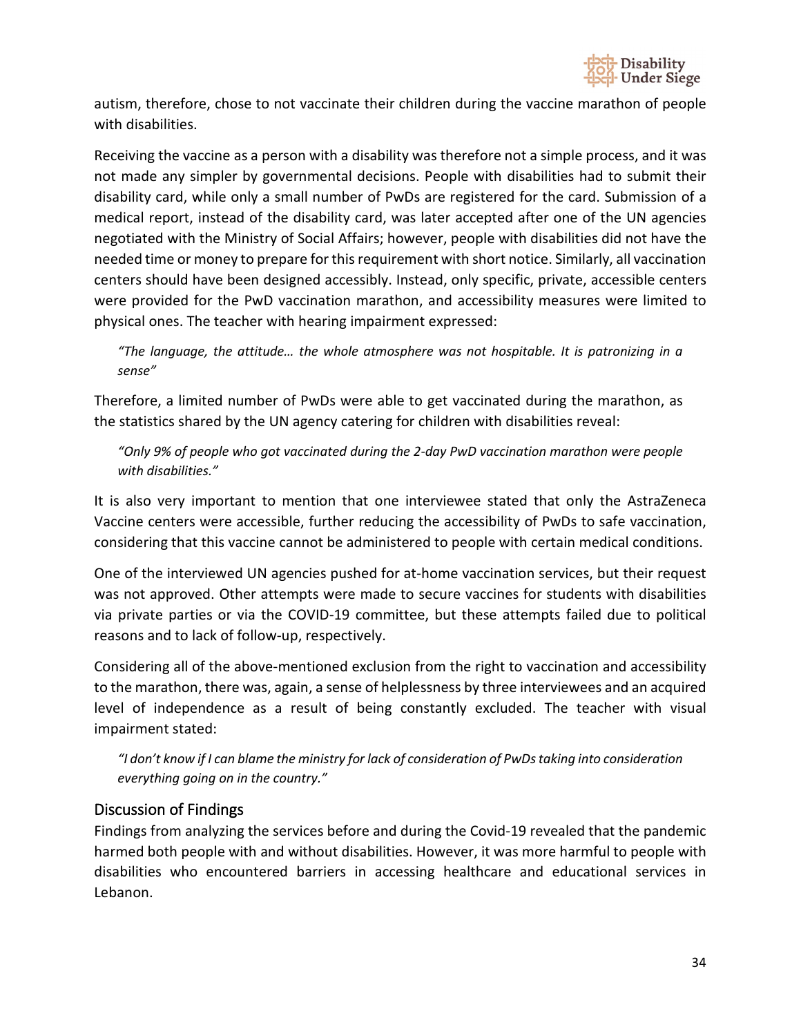autism, therefore, chose to not vaccinate their children during the vaccine marathon of people with disabilities.

Receiving the vaccine as a person with a disability was therefore not a simple process, and it was not made any simpler by governmental decisions. People with disabilities had to submit their disability card, while only a small number of PwDs are registered for the card. Submission of a medical report, instead of the disability card, was later accepted after one of the UN agencies negotiated with the Ministry of Social Affairs; however, people with disabilities did not have the needed time or money to prepare for this requirement with short notice. Similarly, all vaccination centers should have been designed accessibly. Instead, only specific, private, accessible centers were provided for the PwD vaccination marathon, and accessibility measures were limited to physical ones. The teacher with hearing impairment expressed:

> *"The language, the attitude… the whole atmosphere was not hospitable. It is patronizing in a sense"*

Therefore, a limited number of PwDs were able to get vaccinated during the marathon, as the statistics shared by the UN agency catering for children with disabilities reveal:

> *"Only 9% of people who got vaccinated during the 2-day PwD vaccination marathon were people with disabilities."*

It is also very important to mention that one interviewee stated that only the AstraZeneca Vaccine centers were accessible, further reducing the accessibility of PwDs to safe vaccination, considering that this vaccine cannot be administered to people with certain medical conditions.

One of the interviewed UN agencies pushed for at-home vaccination services, but their request was not approved. Other attempts were made to secure vaccines for students with disabilities via private parties or via the COVID-19 committee, but these attempts failed due to political reasons and to lack of follow-up, respectively.

Considering all of the above-mentioned exclusion from the right to vaccination and accessibility to the marathon, there was, again, a sense of helplessness by three interviewees and an acquired level of independence as a result of being constantly excluded. The teacher with visual impairment stated:

> *"I don't know if I can blame the ministry for lack of consideration of PwDs taking into consideration everything going on in the country."*

## Discussion of Findings

Findings from analyzing the services before and during the Covid-19 revealed that the pandemic harmed both people with and without disabilities. However, it was more harmful to people with disabilities who encountered barriers in accessing healthcare and educational services in Lebanon.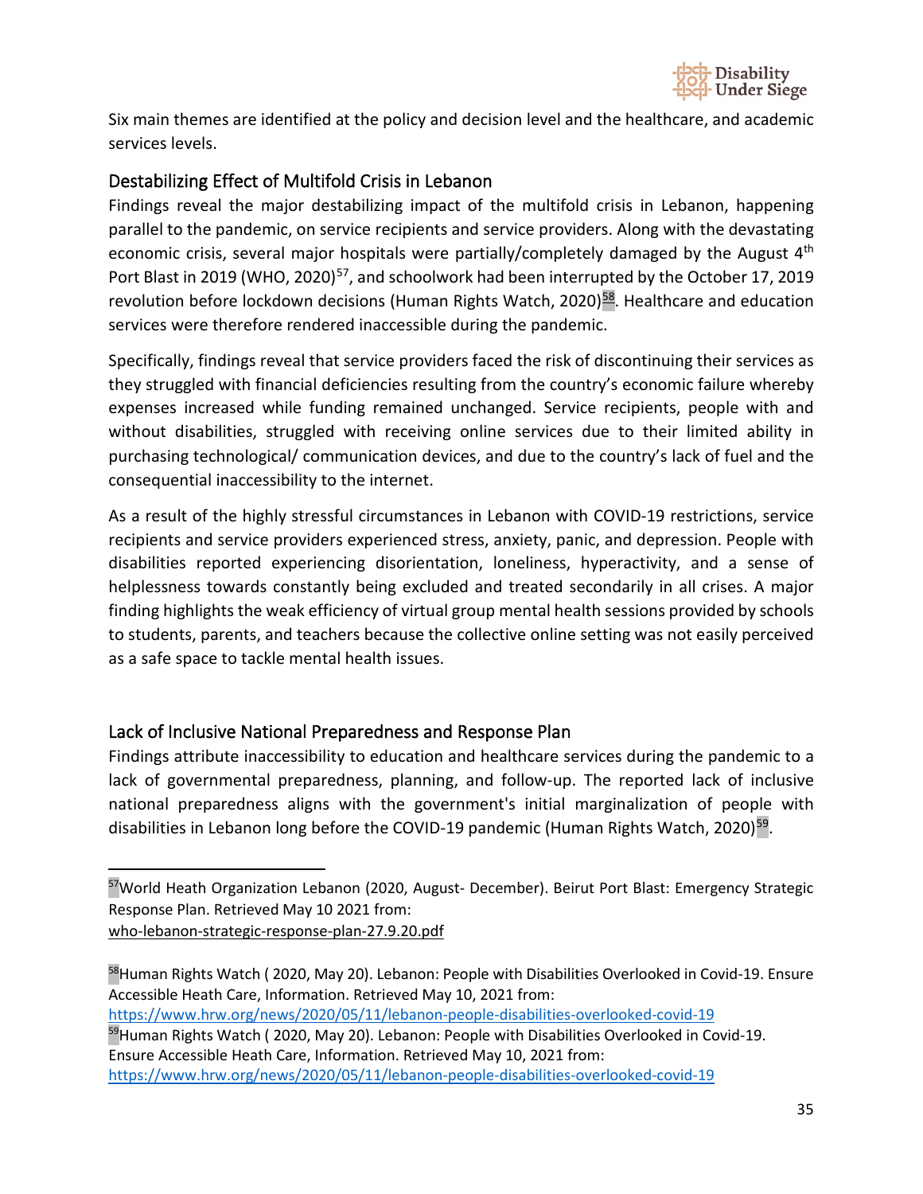Six main themes are identified at the policy and decision level and the healthcare, and academic services levels.

## Destabilizing Effect of Multifold Crisis in Lebanon

Findings reveal the major destabilizing impact of the multifold crisis in Lebanon, happening parallel to the pandemic, on service recipients and service providers. Along with the devastating economic crisis, several major hospitals were partially/completely damaged by the August 4th Port Blast in 2019 (WHO, 2020)[57], and schoolwork had been interrupted by the October 17, 2019 revolution before lockdown decisions (Human Rights Watch, 2020)[58]. Healthcare and education services were therefore rendered inaccessible during the pandemic.

Specifically, findings reveal that service providers faced the risk of discontinuing their services as they struggled with financial deficiencies resulting from the country's economic failure whereby expenses increased while funding remained unchanged. Service recipients, people with and without disabilities, struggled with receiving online services due to their limited ability in purchasing technological/ communication devices, and due to the country's lack of fuel and the consequential inaccessibility to the internet.

As a result of the highly stressful circumstances in Lebanon with COVID-19 restrictions, service recipients and service providers experienced stress, anxiety, panic, and depression. People with disabilities reported experiencing disorientation, loneliness, hyperactivity, and a sense of helplessness towards constantly being excluded and treated secondarily in all crises. A major finding highlights the weak efficiency of virtual group mental health sessions provided by schools to students, parents, and teachers because the collective online setting was not easily perceived as a safe space to tackle mental health issues.

## Lack of Inclusive National Preparedness and Response Plan

Findings attribute inaccessibility to education and healthcare services during the pandemic to a lack of governmental preparedness, planning, and follow-up. The reported lack of inclusive national preparedness aligns with the government's initial marginalization of people with disabilities in Lebanon long before the COVID-19 pandemic (Human Rights Watch, 2020)[59].

---

[57]World Heath Organization Lebanon (2020, August- December). Beirut Port Blast: Emergency Strategic Response Plan. Retrieved May 10 2021 from: who-lebanon-strategic-response-plan-27.9.20.pdf

[58]Human Rights Watch ( 2020, May 20). Lebanon: People with Disabilities Overlooked in Covid-19. Ensure Accessible Heath Care, Information. Retrieved May 10, 2021 from: https://www.hrw.org/news/2020/05/11/lebanon-people-disabilities-overlooked-covid-19

[59]Human Rights Watch ( 2020, May 20). Lebanon: People with Disabilities Overlooked in Covid-19. Ensure Accessible Heath Care, Information. Retrieved May 10, 2021 from: https://www.hrw.org/news/2020/05/11/lebanon-people-disabilities-overlooked-covid-19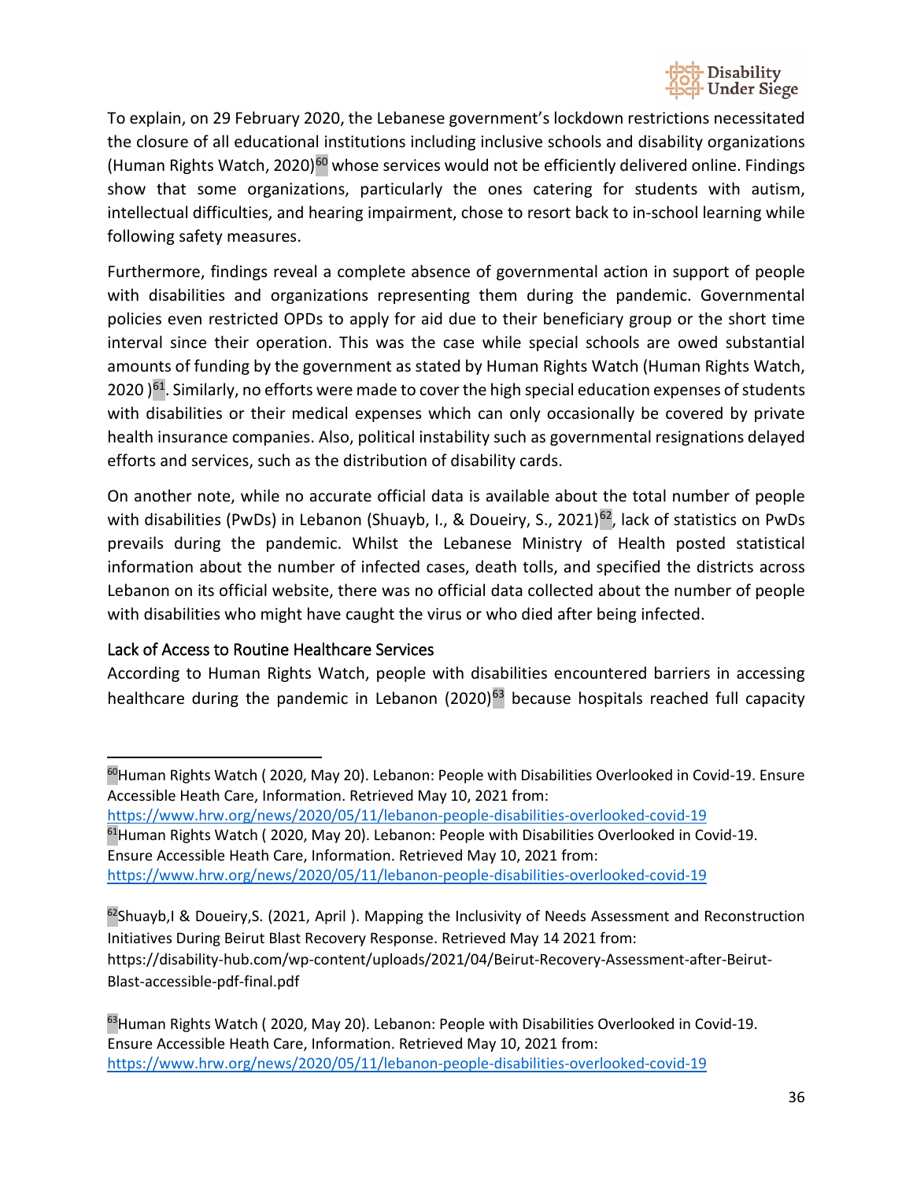To explain, on 29 February 2020, the Lebanese government's lockdown restrictions necessitated the closure of all educational institutions including inclusive schools and disability organizations (Human Rights Watch, 2020)[60] whose services would not be efficiently delivered online. Findings show that some organizations, particularly the ones catering for students with autism, intellectual difficulties, and hearing impairment, chose to resort back to in-school learning while following safety measures.

Furthermore, findings reveal a complete absence of governmental action in support of people with disabilities and organizations representing them during the pandemic. Governmental policies even restricted OPDs to apply for aid due to their beneficiary group or the short time interval since their operation. This was the case while special schools are owed substantial amounts of funding by the government as stated by Human Rights Watch (Human Rights Watch, 2020 )[61]. Similarly, no efforts were made to cover the high special education expenses of students with disabilities or their medical expenses which can only occasionally be covered by private health insurance companies. Also, political instability such as governmental resignations delayed efforts and services, such as the distribution of disability cards.

On another note, while no accurate official data is available about the total number of people with disabilities (PwDs) in Lebanon (Shuayb, I., & Doueiry, S., 2021)[62], lack of statistics on PwDs prevails during the pandemic. Whilst the Lebanese Ministry of Health posted statistical information about the number of infected cases, death tolls, and specified the districts across Lebanon on its official website, there was no official data collected about the number of people with disabilities who might have caught the virus or who died after being infected.

### Lack of Access to Routine Healthcare Services

According to Human Rights Watch, people with disabilities encountered barriers in accessing healthcare during the pandemic in Lebanon (2020)[63] because hospitals reached full capacity

---

[60]Human Rights Watch ( 2020, May 20). Lebanon: People with Disabilities Overlooked in Covid-19. Ensure Accessible Heath Care, Information. Retrieved May 10, 2021 from: https://www.hrw.org/news/2020/05/11/lebanon-people-disabilities-overlooked-covid-19

[61]Human Rights Watch ( 2020, May 20). Lebanon: People with Disabilities Overlooked in Covid-19. Ensure Accessible Heath Care, Information. Retrieved May 10, 2021 from: https://www.hrw.org/news/2020/05/11/lebanon-people-disabilities-overlooked-covid-19

[62]Shuayb,I & Doueiry,S. (2021, April ). Mapping the Inclusivity of Needs Assessment and Reconstruction Initiatives During Beirut Blast Recovery Response. Retrieved May 14 2021 from: https://disability-hub.com/wp-content/uploads/2021/04/Beirut-Recovery-Assessment-after-Beirut-Blast-accessible-pdf-final.pdf

[63]Human Rights Watch ( 2020, May 20). Lebanon: People with Disabilities Overlooked in Covid-19. Ensure Accessible Heath Care, Information. Retrieved May 10, 2021 from: https://www.hrw.org/news/2020/05/11/lebanon-people-disabilities-overlooked-covid-19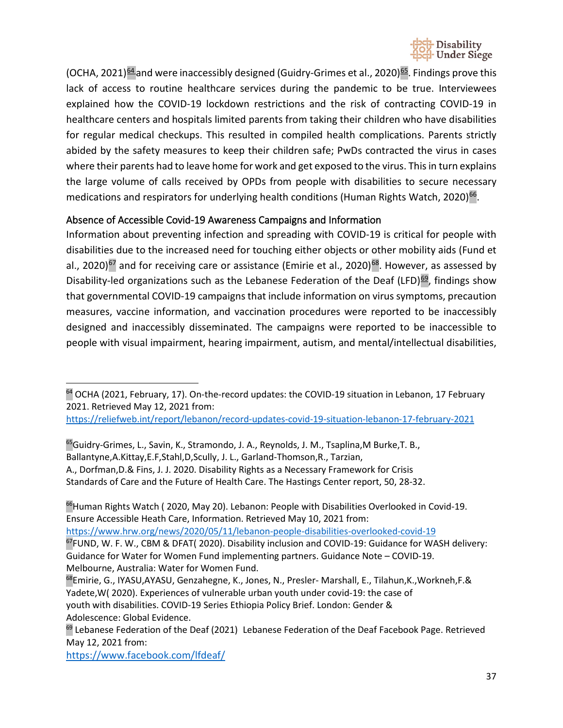(OCHA, 2021)[64] and were inaccessibly designed (Guidry-Grimes et al., 2020)[65]. Findings prove this lack of access to routine healthcare services during the pandemic to be true. Interviewees explained how the COVID-19 lockdown restrictions and the risk of contracting COVID-19 in healthcare centers and hospitals limited parents from taking their children who have disabilities for regular medical checkups. This resulted in compiled health complications. Parents strictly abided by the safety measures to keep their children safe; PwDs contracted the virus in cases where their parents had to leave home for work and get exposed to the virus. This in turn explains the large volume of calls received by OPDs from people with disabilities to secure necessary medications and respirators for underlying health conditions (Human Rights Watch, 2020)[66].

### Absence of Accessible Covid-19 Awareness Campaigns and Information

Information about preventing infection and spreading with COVID-19 is critical for people with disabilities due to the increased need for touching either objects or other mobility aids (Fund et al., 2020)[67] and for receiving care or assistance (Emirie et al., 2020)[68]. However, as assessed by Disability-led organizations such as the Lebanese Federation of the Deaf (LFD)[69], findings show that governmental COVID-19 campaigns that include information on virus symptoms, precaution measures, vaccine information, and vaccination procedures were reported to be inaccessibly designed and inaccessibly disseminated. The campaigns were reported to be inaccessible to people with visual impairment, hearing impairment, autism, and mental/intellectual disabilities,

---

[64] OCHA (2021, February, 17). On-the-record updates: the COVID-19 situation in Lebanon, 17 February 2021. Retrieved May 12, 2021 from: https://reliefweb.int/report/lebanon/record-updates-covid-19-situation-lebanon-17-february-2021

[65] Guidry-Grimes, L., Savin, K., Stramondo, J. A., Reynolds, J. M., Tsaplina,M Burke,T. B., Ballantyne,A.Kittay,E.F,Stahl,D,Scully, J. L., Garland-Thomson,R., Tarzian, A., Dorfman,D.& Fins, J. J. 2020. Disability Rights as a Necessary Framework for Crisis Standards of Care and the Future of Health Care. The Hastings Center report, 50, 28-32.

[66] Human Rights Watch ( 2020, May 20). Lebanon: People with Disabilities Overlooked in Covid-19. Ensure Accessible Heath Care, Information. Retrieved May 10, 2021 from: https://www.hrw.org/news/2020/05/11/lebanon-people-disabilities-overlooked-covid-19

[67] FUND, W. F. W., CBM & DFAT( 2020). Disability inclusion and COVID-19: Guidance for WASH delivery: Guidance for Water for Women Fund implementing partners. Guidance Note – COVID-19. Melbourne, Australia: Water for Women Fund.

[68] Emirie, G., IYASU,AYASU, Genzahegne, K., Jones, N., Presler- Marshall, E., Tilahun,K.,Workneh,F.& Yadete,W( 2020). Experiences of vulnerable urban youth under covid-19: the case of youth with disabilities. COVID-19 Series Ethiopia Policy Brief. London: Gender & Adolescence: Global Evidence.

[69] Lebanese Federation of the Deaf (2021) Lebanese Federation of the Deaf Facebook Page. Retrieved May 12, 2021 from: https://www.facebook.com/lfdeaf/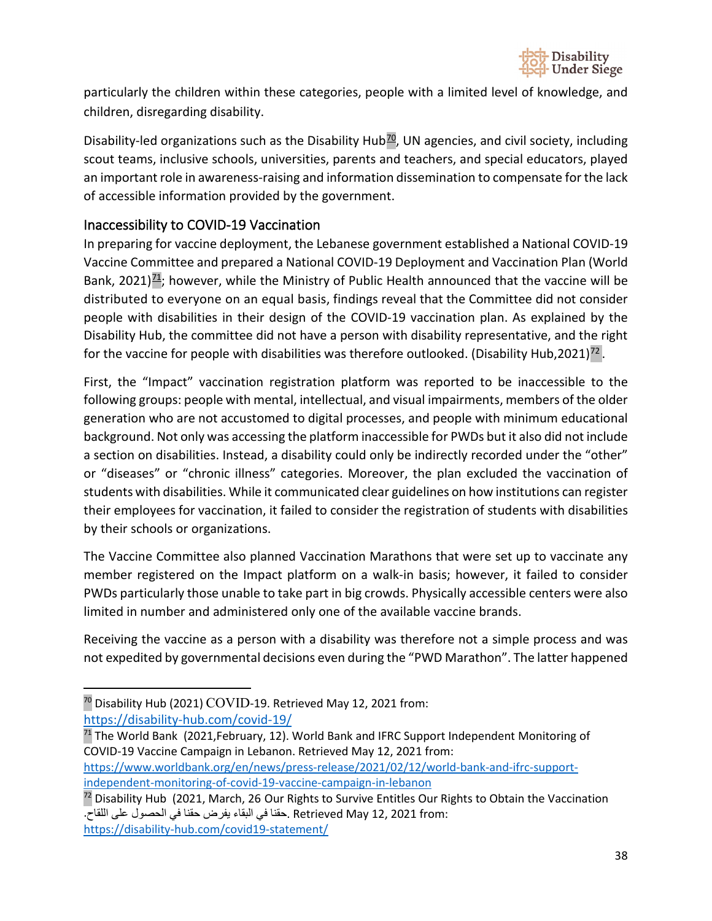particularly the children within these categories, people with a limited level of knowledge, and children, disregarding disability.

Disability-led organizations such as the Disability Hub[70], UN agencies, and civil society, including scout teams, inclusive schools, universities, parents and teachers, and special educators, played an important role in awareness-raising and information dissemination to compensate for the lack of accessible information provided by the government.

## Inaccessibility to COVID-19 Vaccination

In preparing for vaccine deployment, the Lebanese government established a National COVID-19 Vaccine Committee and prepared a National COVID-19 Deployment and Vaccination Plan (World Bank, 2021)[71]; however, while the Ministry of Public Health announced that the vaccine will be distributed to everyone on an equal basis, findings reveal that the Committee did not consider people with disabilities in their design of the COVID-19 vaccination plan. As explained by the Disability Hub, the committee did not have a person with disability representative, and the right for the vaccine for people with disabilities was therefore outlooked. (Disability Hub,2021)[72].

First, the "Impact" vaccination registration platform was reported to be inaccessible to the following groups: people with mental, intellectual, and visual impairments, members of the older generation who are not accustomed to digital processes, and people with minimum educational background. Not only was accessing the platform inaccessible for PWDs but it also did not include a section on disabilities. Instead, a disability could only be indirectly recorded under the "other" or "diseases" or "chronic illness" categories. Moreover, the plan excluded the vaccination of students with disabilities. While it communicated clear guidelines on how institutions can register their employees for vaccination, it failed to consider the registration of students with disabilities by their schools or organizations.

The Vaccine Committee also planned Vaccination Marathons that were set up to vaccinate any member registered on the Impact platform on a walk-in basis; however, it failed to consider PWDs particularly those unable to take part in big crowds. Physically accessible centers were also limited in number and administered only one of the available vaccine brands.

Receiving the vaccine as a person with a disability was therefore not a simple process and was not expedited by governmental decisions even during the "PWD Marathon". The latter happened

---

[70] Disability Hub (2021) COVID-19. Retrieved May 12, 2021 from: https://disability-hub.com/covid-19/

[71] The World Bank (2021,February, 12). World Bank and IFRC Support Independent Monitoring of COVID-19 Vaccine Campaign in Lebanon. Retrieved May 12, 2021 from: https://www.worldbank.org/en/news/press-release/2021/02/12/world-bank-and-ifrc-support-independent-monitoring-of-covid-19-vaccine-campaign-in-lebanon

[72] Disability Hub (2021, March, 26 Our Rights to Survive Entitles Our Rights to Obtain the Vaccination .حقنا في البقاء يفرض حقنا في الحصول على اللقاح. Retrieved May 12, 2021 from: https://disability-hub.com/covid19-statement/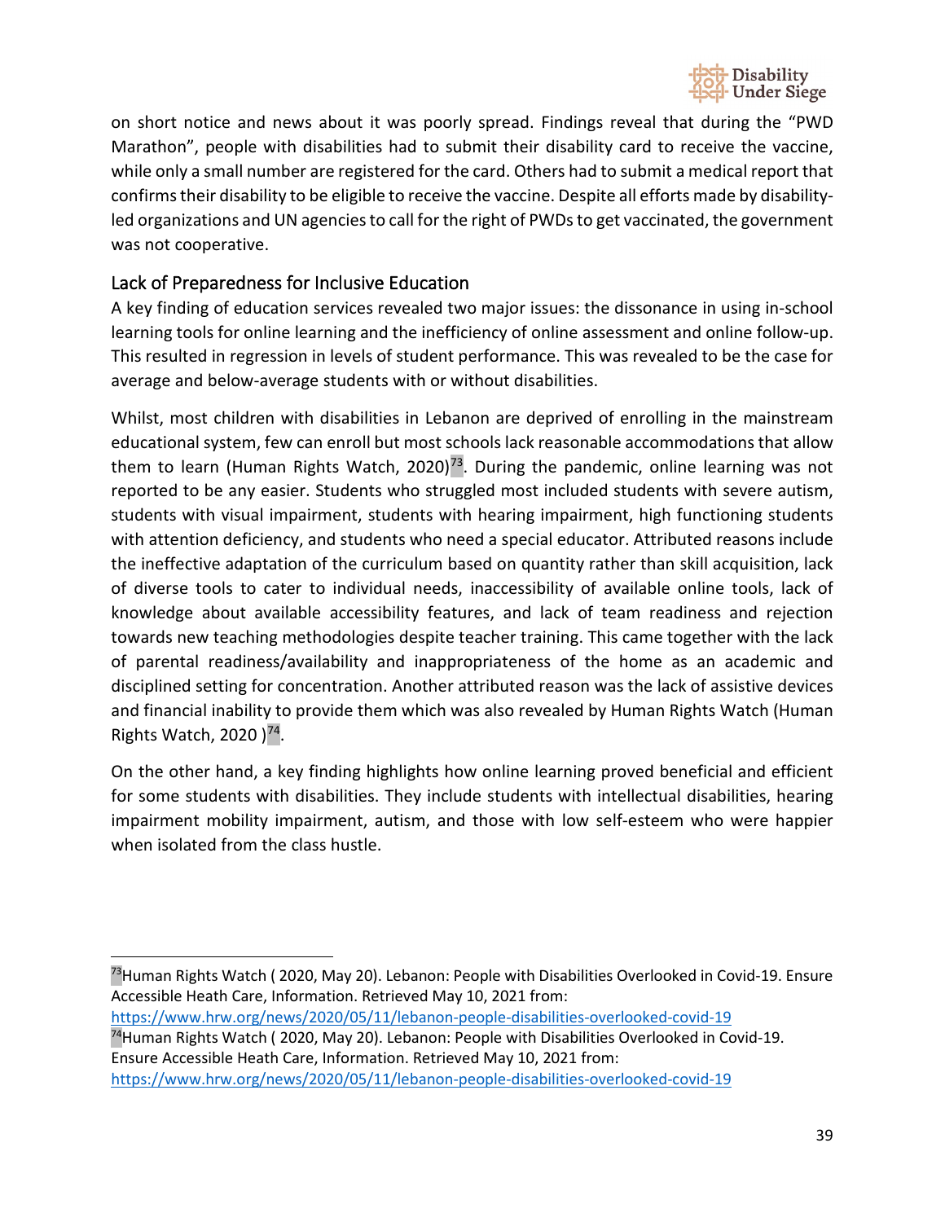on short notice and news about it was poorly spread. Findings reveal that during the "PWD Marathon", people with disabilities had to submit their disability card to receive the vaccine, while only a small number are registered for the card. Others had to submit a medical report that confirms their disability to be eligible to receive the vaccine. Despite all efforts made by disability-led organizations and UN agencies to call for the right of PWDs to get vaccinated, the government was not cooperative.

## Lack of Preparedness for Inclusive Education

A key finding of education services revealed two major issues: the dissonance in using in-school learning tools for online learning and the inefficiency of online assessment and online follow-up. This resulted in regression in levels of student performance. This was revealed to be the case for average and below-average students with or without disabilities.

Whilst, most children with disabilities in Lebanon are deprived of enrolling in the mainstream educational system, few can enroll but most schools lack reasonable accommodations that allow them to learn (Human Rights Watch, 2020)[73]. During the pandemic, online learning was not reported to be any easier. Students who struggled most included students with severe autism, students with visual impairment, students with hearing impairment, high functioning students with attention deficiency, and students who need a special educator. Attributed reasons include the ineffective adaptation of the curriculum based on quantity rather than skill acquisition, lack of diverse tools to cater to individual needs, inaccessibility of available online tools, lack of knowledge about available accessibility features, and lack of team readiness and rejection towards new teaching methodologies despite teacher training. This came together with the lack of parental readiness/availability and inappropriateness of the home as an academic and disciplined setting for concentration. Another attributed reason was the lack of assistive devices and financial inability to provide them which was also revealed by Human Rights Watch (Human Rights Watch, 2020 )[74].

On the other hand, a key finding highlights how online learning proved beneficial and efficient for some students with disabilities. They include students with intellectual disabilities, hearing impairment mobility impairment, autism, and those with low self-esteem who were happier when isolated from the class hustle.

---

[73] Human Rights Watch ( 2020, May 20). Lebanon: People with Disabilities Overlooked in Covid-19. Ensure Accessible Heath Care, Information. Retrieved May 10, 2021 from: https://www.hrw.org/news/2020/05/11/lebanon-people-disabilities-overlooked-covid-19

[74] Human Rights Watch ( 2020, May 20). Lebanon: People with Disabilities Overlooked in Covid-19. Ensure Accessible Heath Care, Information. Retrieved May 10, 2021 from: https://www.hrw.org/news/2020/05/11/lebanon-people-disabilities-overlooked-covid-19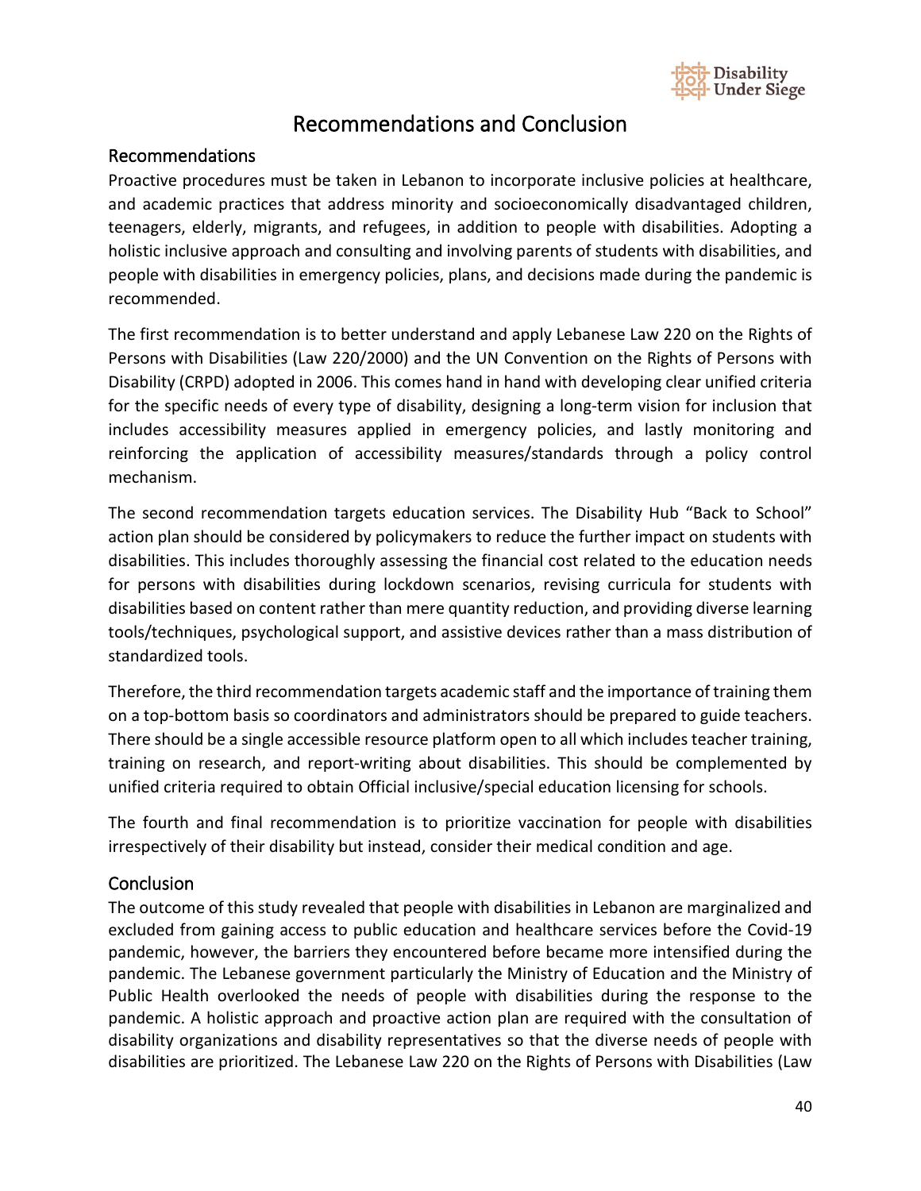# Recommendations and Conclusion

## Recommendations

Proactive procedures must be taken in Lebanon to incorporate inclusive policies at healthcare, and academic practices that address minority and socioeconomically disadvantaged children, teenagers, elderly, migrants, and refugees, in addition to people with disabilities. Adopting a holistic inclusive approach and consulting and involving parents of students with disabilities, and people with disabilities in emergency policies, plans, and decisions made during the pandemic is recommended.

The first recommendation is to better understand and apply Lebanese Law 220 on the Rights of Persons with Disabilities (Law 220/2000) and the UN Convention on the Rights of Persons with Disability (CRPD) adopted in 2006. This comes hand in hand with developing clear unified criteria for the specific needs of every type of disability, designing a long-term vision for inclusion that includes accessibility measures applied in emergency policies, and lastly monitoring and reinforcing the application of accessibility measures/standards through a policy control mechanism.

The second recommendation targets education services. The Disability Hub "Back to School" action plan should be considered by policymakers to reduce the further impact on students with disabilities. This includes thoroughly assessing the financial cost related to the education needs for persons with disabilities during lockdown scenarios, revising curricula for students with disabilities based on content rather than mere quantity reduction, and providing diverse learning tools/techniques, psychological support, and assistive devices rather than a mass distribution of standardized tools.

Therefore, the third recommendation targets academic staff and the importance of training them on a top-bottom basis so coordinators and administrators should be prepared to guide teachers. There should be a single accessible resource platform open to all which includes teacher training, training on research, and report-writing about disabilities. This should be complemented by unified criteria required to obtain Official inclusive/special education licensing for schools.

The fourth and final recommendation is to prioritize vaccination for people with disabilities irrespectively of their disability but instead, consider their medical condition and age.

## Conclusion

The outcome of this study revealed that people with disabilities in Lebanon are marginalized and excluded from gaining access to public education and healthcare services before the Covid-19 pandemic, however, the barriers they encountered before became more intensified during the pandemic. The Lebanese government particularly the Ministry of Education and the Ministry of Public Health overlooked the needs of people with disabilities during the response to the pandemic. A holistic approach and proactive action plan are required with the consultation of disability organizations and disability representatives so that the diverse needs of people with disabilities are prioritized. The Lebanese Law 220 on the Rights of Persons with Disabilities (Law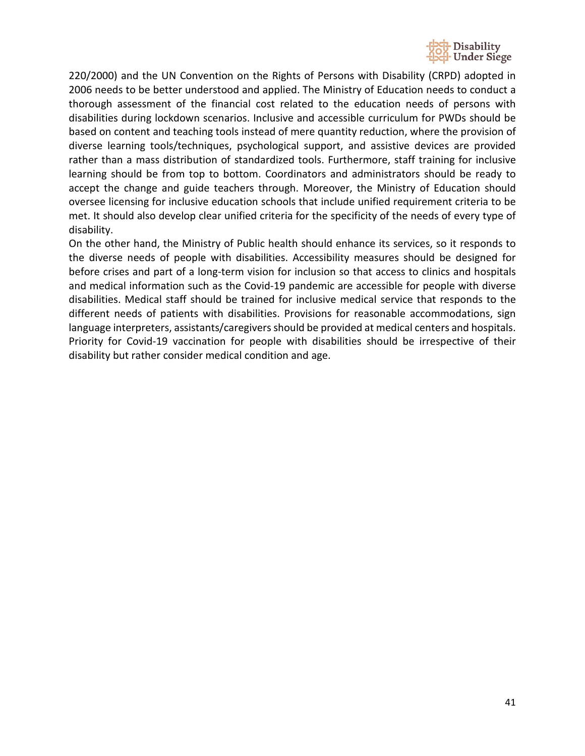220/2000) and the UN Convention on the Rights of Persons with Disability (CRPD) adopted in 2006 needs to be better understood and applied. The Ministry of Education needs to conduct a thorough assessment of the financial cost related to the education needs of persons with disabilities during lockdown scenarios. Inclusive and accessible curriculum for PWDs should be based on content and teaching tools instead of mere quantity reduction, where the provision of diverse learning tools/techniques, psychological support, and assistive devices are provided rather than a mass distribution of standardized tools. Furthermore, staff training for inclusive learning should be from top to bottom. Coordinators and administrators should be ready to accept the change and guide teachers through. Moreover, the Ministry of Education should oversee licensing for inclusive education schools that include unified requirement criteria to be met. It should also develop clear unified criteria for the specificity of the needs of every type of disability.

On the other hand, the Ministry of Public health should enhance its services, so it responds to the diverse needs of people with disabilities. Accessibility measures should be designed for before crises and part of a long-term vision for inclusion so that access to clinics and hospitals and medical information such as the Covid-19 pandemic are accessible for people with diverse disabilities. Medical staff should be trained for inclusive medical service that responds to the different needs of patients with disabilities. Provisions for reasonable accommodations, sign language interpreters, assistants/caregivers should be provided at medical centers and hospitals. Priority for Covid-19 vaccination for people with disabilities should be irrespective of their disability but rather consider medical condition and age.